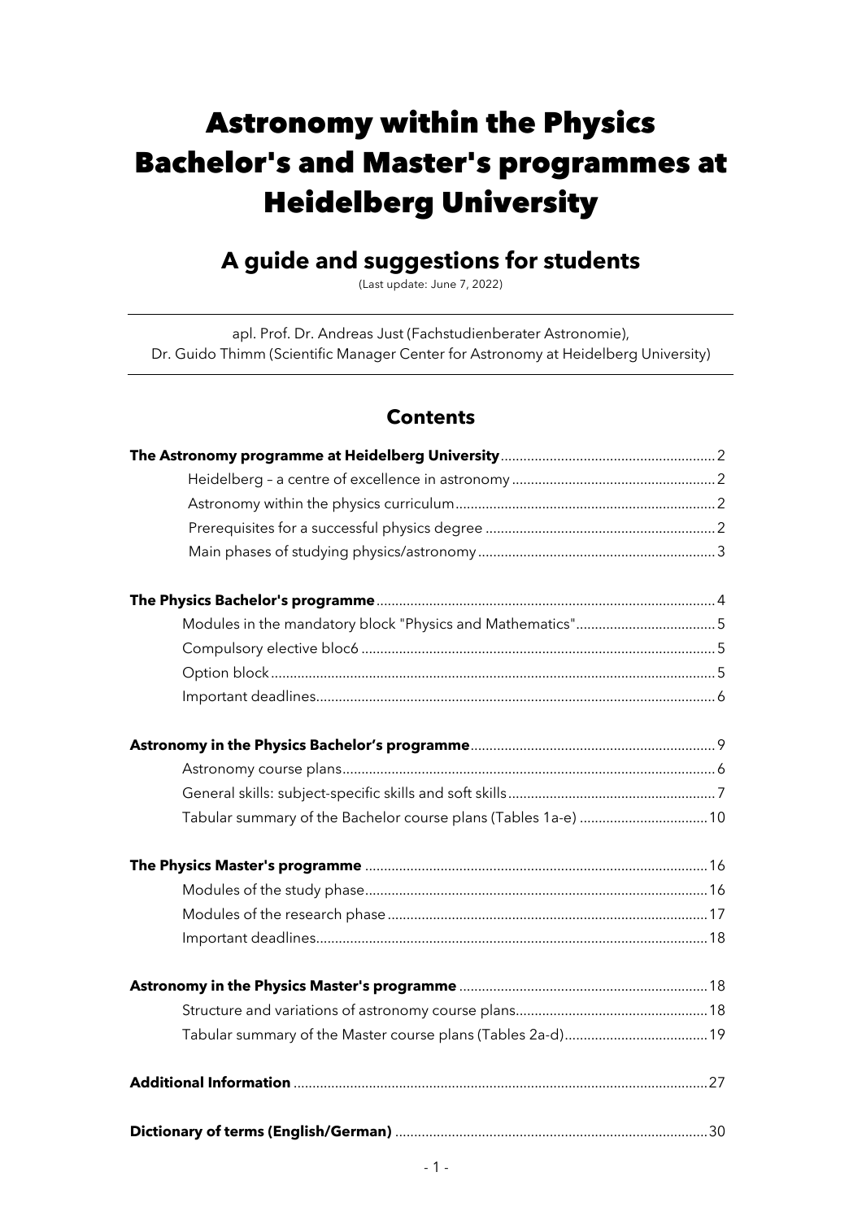# Astronomy within the Physics Bachelor's and Master's programmes at Heidelberg University

## A guide and suggestions for students

(Last update: June 7, 2022)

---

apl. Prof. Dr. Andreas Just (Fachstudienberater Astronomie),
Dr. Guido Thimm (Scientific Manager Center for Astronomy at Heidelberg University)

---

### Contents

**The Astronomy programme at Heidelberg University** ........ 2

- Heidelberg – a centre of excellence in astronomy ........ 2
- Astronomy within the physics curriculum ........ 2
- Prerequisites for a successful physics degree ........ 2
- Main phases of studying physics/astronomy ........ 3

**The Physics Bachelor's programme** ........ 4

- Modules in the mandatory block "Physics and Mathematics" ........ 5
- Compulsory elective bloc6 ........ 5
- Option block ........ 5
- Important deadlines ........ 6

**Astronomy in the Physics Bachelor's programme** ........ 9

- Astronomy course plans ........ 6
- General skills: subject-specific skills and soft skills ........ 7
- Tabular summary of the Bachelor course plans (Tables 1a-e) ........ 10

**The Physics Master's programme** ........ 16

- Modules of the study phase ........ 16
- Modules of the research phase ........ 17
- Important deadlines ........ 18

**Astronomy in the Physics Master's programme** ........ 18

- Structure and variations of astronomy course plans ........ 18
- Tabular summary of the Master course plans (Tables 2a-d) ........ 19

**Additional Information** ........ 27

**Dictionary of terms (English/German)** ........ 30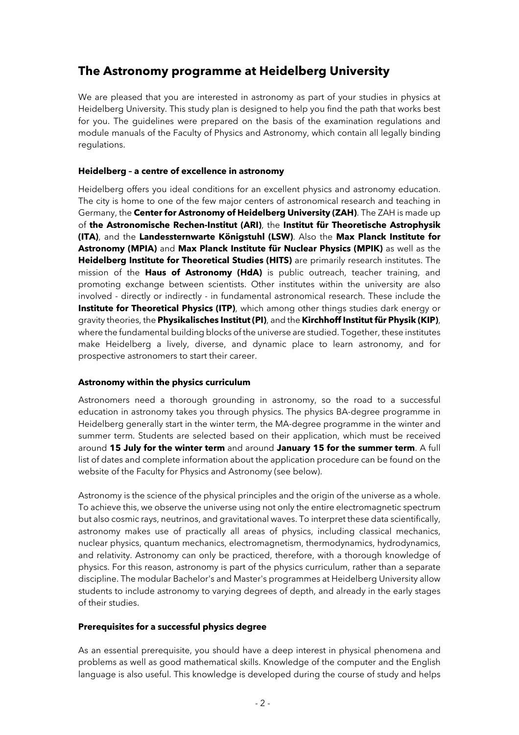# The Astronomy programme at Heidelberg University

We are pleased that you are interested in astronomy as part of your studies in physics at Heidelberg University. This study plan is designed to help you find the path that works best for you. The guidelines were prepared on the basis of the examination regulations and module manuals of the Faculty of Physics and Astronomy, which contain all legally binding regulations.

### Heidelberg – a centre of excellence in astronomy

Heidelberg offers you ideal conditions for an excellent physics and astronomy education. The city is home to one of the few major centers of astronomical research and teaching in Germany, the **Center for Astronomy of Heidelberg University (ZAH)**. The ZAH is made up of **the Astronomische Rechen-Institut (ARI)**, the **Institut für Theoretische Astrophysik (ITA)**, and the **Landessternwarte Königstuhl (LSW)**. Also the **Max Planck Institute for Astronomy (MPIA)** and **Max Planck Institute für Nuclear Physics (MPIK)** as well as the **Heidelberg Institute for Theoretical Studies (HITS)** are primarily research institutes. The mission of the **Haus of Astronomy (HdA)** is public outreach, teacher training, and promoting exchange between scientists. Other institutes within the university are also involved - directly or indirectly - in fundamental astronomical research. These include the **Institute for Theoretical Physics (ITP)**, which among other things studies dark energy or gravity theories, the **Physikalisches Institut (PI)**, and the **Kirchhoff Institut für Physik (KIP)**, where the fundamental building blocks of the universe are studied. Together, these institutes make Heidelberg a lively, diverse, and dynamic place to learn astronomy, and for prospective astronomers to start their career.

### Astronomy within the physics curriculum

Astronomers need a thorough grounding in astronomy, so the road to a successful education in astronomy takes you through physics. The physics BA-degree programme in Heidelberg generally start in the winter term, the MA-degree programme in the winter and summer term. Students are selected based on their application, which must be received around **15 July for the winter term** and around **January 15 for the summer term**. A full list of dates and complete information about the application procedure can be found on the website of the Faculty for Physics and Astronomy (see below).

Astronomy is the science of the physical principles and the origin of the universe as a whole. To achieve this, we observe the universe using not only the entire electromagnetic spectrum but also cosmic rays, neutrinos, and gravitational waves. To interpret these data scientifically, astronomy makes use of practically all areas of physics, including classical mechanics, nuclear physics, quantum mechanics, electromagnetism, thermodynamics, hydrodynamics, and relativity. Astronomy can only be practiced, therefore, with a thorough knowledge of physics. For this reason, astronomy is part of the physics curriculum, rather than a separate discipline. The modular Bachelor's and Master's programmes at Heidelberg University allow students to include astronomy to varying degrees of depth, and already in the early stages of their studies.

### Prerequisites for a successful physics degree

As an essential prerequisite, you should have a deep interest in physical phenomena and problems as well as good mathematical skills. Knowledge of the computer and the English language is also useful. This knowledge is developed during the course of study and helps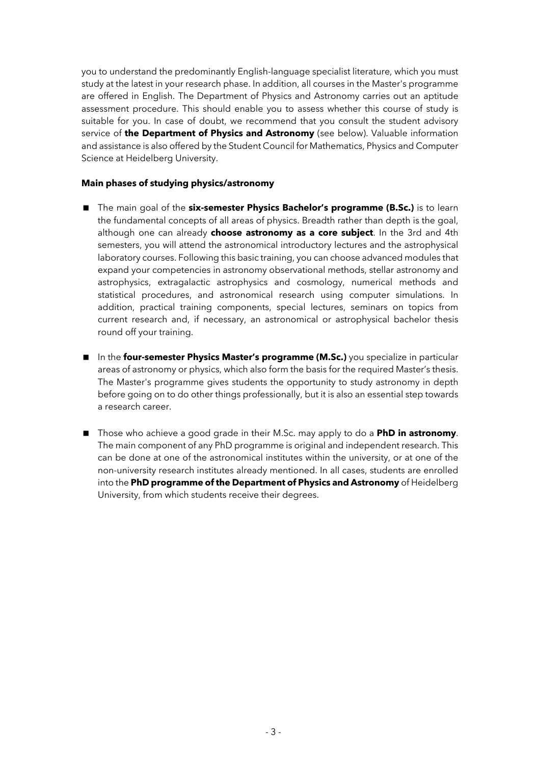you to understand the predominantly English-language specialist literature, which you must study at the latest in your research phase. In addition, all courses in the Master's programme are offered in English. The Department of Physics and Astronomy carries out an aptitude assessment procedure. This should enable you to assess whether this course of study is suitable for you. In case of doubt, we recommend that you consult the student advisory service of **the Department of Physics and Astronomy** (see below). Valuable information and assistance is also offered by the Student Council for Mathematics, Physics and Computer Science at Heidelberg University.

**Main phases of studying physics/astronomy**

- The main goal of the **six-semester Physics Bachelor's programme (B.Sc.)** is to learn the fundamental concepts of all areas of physics. Breadth rather than depth is the goal, although one can already **choose astronomy as a core subject**. In the 3rd and 4th semesters, you will attend the astronomical introductory lectures and the astrophysical laboratory courses. Following this basic training, you can choose advanced modules that expand your competencies in astronomy observational methods, stellar astronomy and astrophysics, extragalactic astrophysics and cosmology, numerical methods and statistical procedures, and astronomical research using computer simulations. In addition, practical training components, special lectures, seminars on topics from current research and, if necessary, an astronomical or astrophysical bachelor thesis round off your training.

- In the **four-semester Physics Master's programme (M.Sc.)** you specialize in particular areas of astronomy or physics, which also form the basis for the required Master's thesis. The Master's programme gives students the opportunity to study astronomy in depth before going on to do other things professionally, but it is also an essential step towards a research career.

- Those who achieve a good grade in their M.Sc. may apply to do a **PhD in astronomy**. The main component of any PhD programme is original and independent research. This can be done at one of the astronomical institutes within the university, or at one of the non-university research institutes already mentioned. In all cases, students are enrolled into the **PhD programme of the Department of Physics and Astronomy** of Heidelberg University, from which students receive their degrees.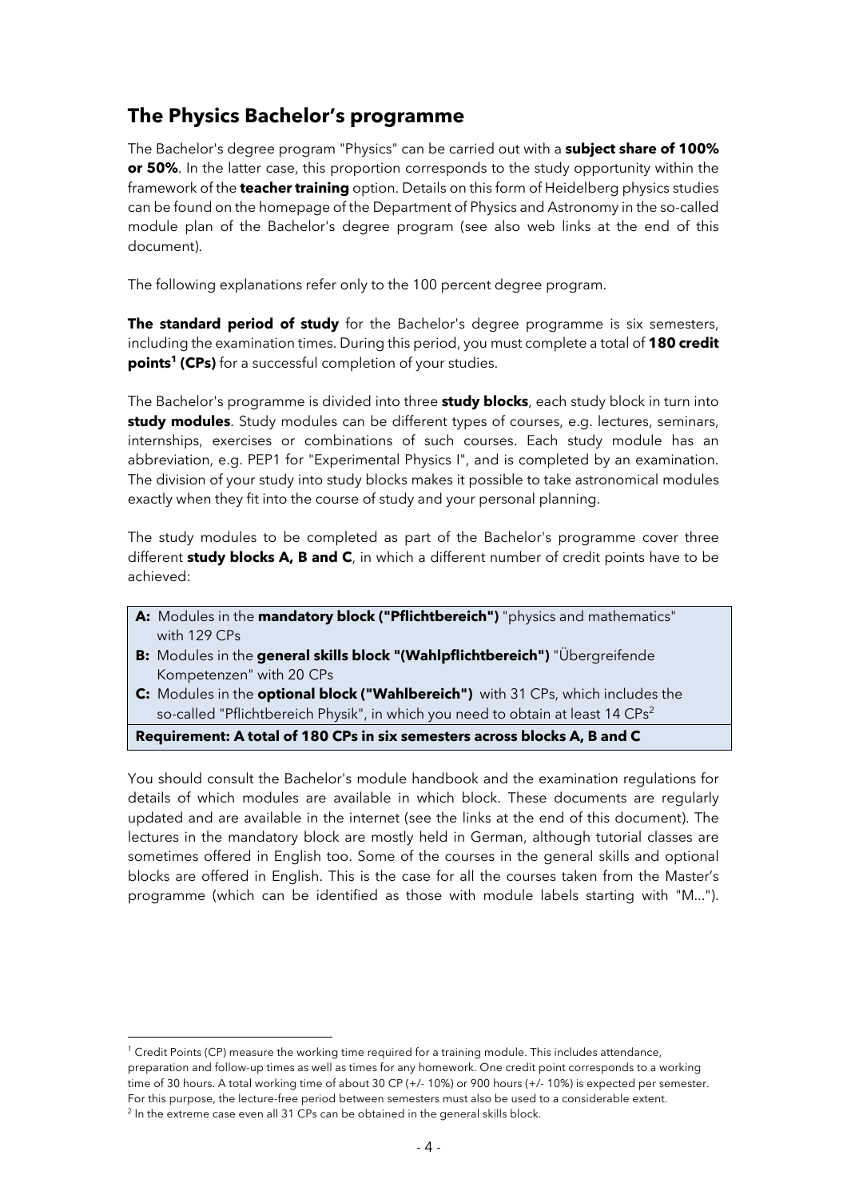## The Physics Bachelor's programme

The Bachelor's degree program "Physics" can be carried out with a **subject share of 100% or 50%**. In the latter case, this proportion corresponds to the study opportunity within the framework of the **teacher training** option. Details on this form of Heidelberg physics studies can be found on the homepage of the Department of Physics and Astronomy in the so-called module plan of the Bachelor's degree program (see also web links at the end of this document).

The following explanations refer only to the 100 percent degree program.

**The standard period of study** for the Bachelor's degree programme is six semesters, including the examination times. During this period, you must complete a total of **180 credit points[1] (CPs)** for a successful completion of your studies.

The Bachelor's programme is divided into three **study blocks**, each study block in turn into **study modules**. Study modules can be different types of courses, e.g. lectures, seminars, internships, exercises or combinations of such courses. Each study module has an abbreviation, e.g. PEP1 for "Experimental Physics I", and is completed by an examination. The division of your study into study blocks makes it possible to take astronomical modules exactly when they fit into the course of study and your personal planning.

The study modules to be completed as part of the Bachelor's programme cover three different **study blocks A, B and C**, in which a different number of credit points have to be achieved:

**A:** Modules in the **mandatory block ("Pflichtbereich")** "physics and mathematics" with 129 CPs
**B:** Modules in the **general skills block "(Wahlpflichtbereich")** "Übergreifende Kompetenzen" with 20 CPs
**C:** Modules in the **optional block ("Wahlbereich")** with 31 CPs, which includes the so-called "Pflichtbereich Physik", in which you need to obtain at least 14 CPs[2]

**Requirement: A total of 180 CPs in six semesters across blocks A, B and C**

You should consult the Bachelor's module handbook and the examination regulations for details of which modules are available in which block. These documents are regularly updated and are available in the internet (see the links at the end of this document). The lectures in the mandatory block are mostly held in German, although tutorial classes are sometimes offered in English too. Some of the courses in the general skills and optional blocks are offered in English. This is the case for all the courses taken from the Master's programme (which can be identified as those with module labels starting with "M...").

---

[1] Credit Points (CP) measure the working time required for a training module. This includes attendance, preparation and follow-up times as well as times for any homework. One credit point corresponds to a working time of 30 hours. A total working time of about 30 CP (+/- 10%) or 900 hours (+/- 10%) is expected per semester. For this purpose, the lecture-free period between semesters must also be used to a considerable extent.

[2] In the extreme case even all 31 CPs can be obtained in the general skills block.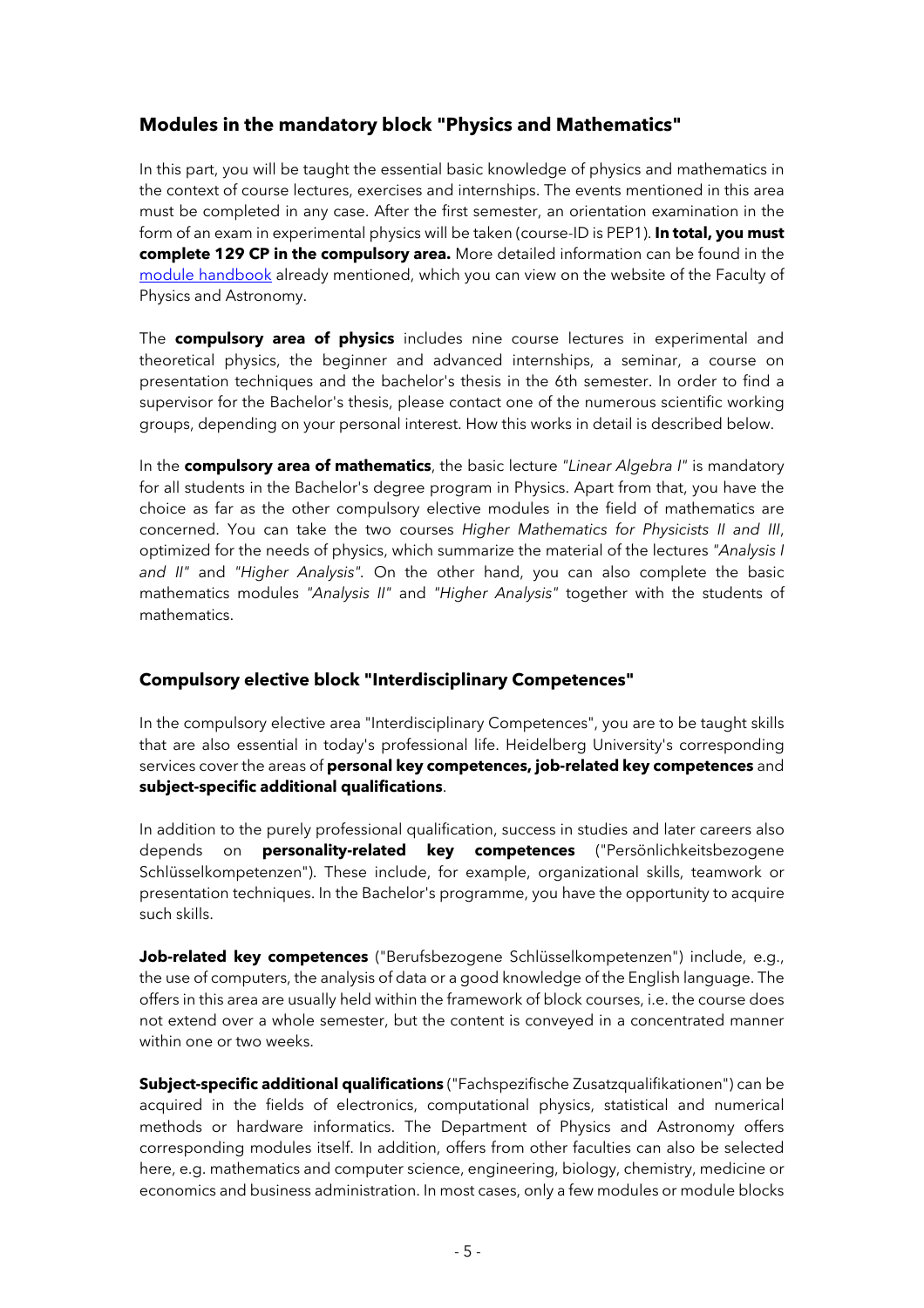## Modules in the mandatory block "Physics and Mathematics"

In this part, you will be taught the essential basic knowledge of physics and mathematics in the context of course lectures, exercises and internships. The events mentioned in this area must be completed in any case. After the first semester, an orientation examination in the form of an exam in experimental physics will be taken (course-ID is PEP1). **In total, you must complete 129 CP in the compulsory area.** More detailed information can be found in the module handbook already mentioned, which you can view on the website of the Faculty of Physics and Astronomy.

The **compulsory area of physics** includes nine course lectures in experimental and theoretical physics, the beginner and advanced internships, a seminar, a course on presentation techniques and the bachelor's thesis in the 6th semester. In order to find a supervisor for the Bachelor's thesis, please contact one of the numerous scientific working groups, depending on your personal interest. How this works in detail is described below.

In the **compulsory area of mathematics**, the basic lecture *"Linear Algebra I"* is mandatory for all students in the Bachelor's degree program in Physics. Apart from that, you have the choice as far as the other compulsory elective modules in the field of mathematics are concerned. You can take the two courses *Higher Mathematics for Physicists II and III*, optimized for the needs of physics, which summarize the material of the lectures *"Analysis I and II"* and *"Higher Analysis"*. On the other hand, you can also complete the basic mathematics modules *"Analysis II"* and *"Higher Analysis"* together with the students of mathematics.

## Compulsory elective block "Interdisciplinary Competences"

In the compulsory elective area "Interdisciplinary Competences", you are to be taught skills that are also essential in today's professional life. Heidelberg University's corresponding services cover the areas of **personal key competences, job-related key competences** and **subject-specific additional qualifications**.

In addition to the purely professional qualification, success in studies and later careers also depends on **personality-related key competences** ("Persönlichkeitsbezogene Schlüsselkompetenzen"). These include, for example, organizational skills, teamwork or presentation techniques. In the Bachelor's programme, you have the opportunity to acquire such skills.

**Job-related key competences** ("Berufsbezogene Schlüsselkompetenzen") include, e.g., the use of computers, the analysis of data or a good knowledge of the English language. The offers in this area are usually held within the framework of block courses, i.e. the course does not extend over a whole semester, but the content is conveyed in a concentrated manner within one or two weeks.

**Subject-specific additional qualifications** ("Fachspezifische Zusatzqualifikationen") can be acquired in the fields of electronics, computational physics, statistical and numerical methods or hardware informatics. The Department of Physics and Astronomy offers corresponding modules itself. In addition, offers from other faculties can also be selected here, e.g. mathematics and computer science, engineering, biology, chemistry, medicine or economics and business administration. In most cases, only a few modules or module blocks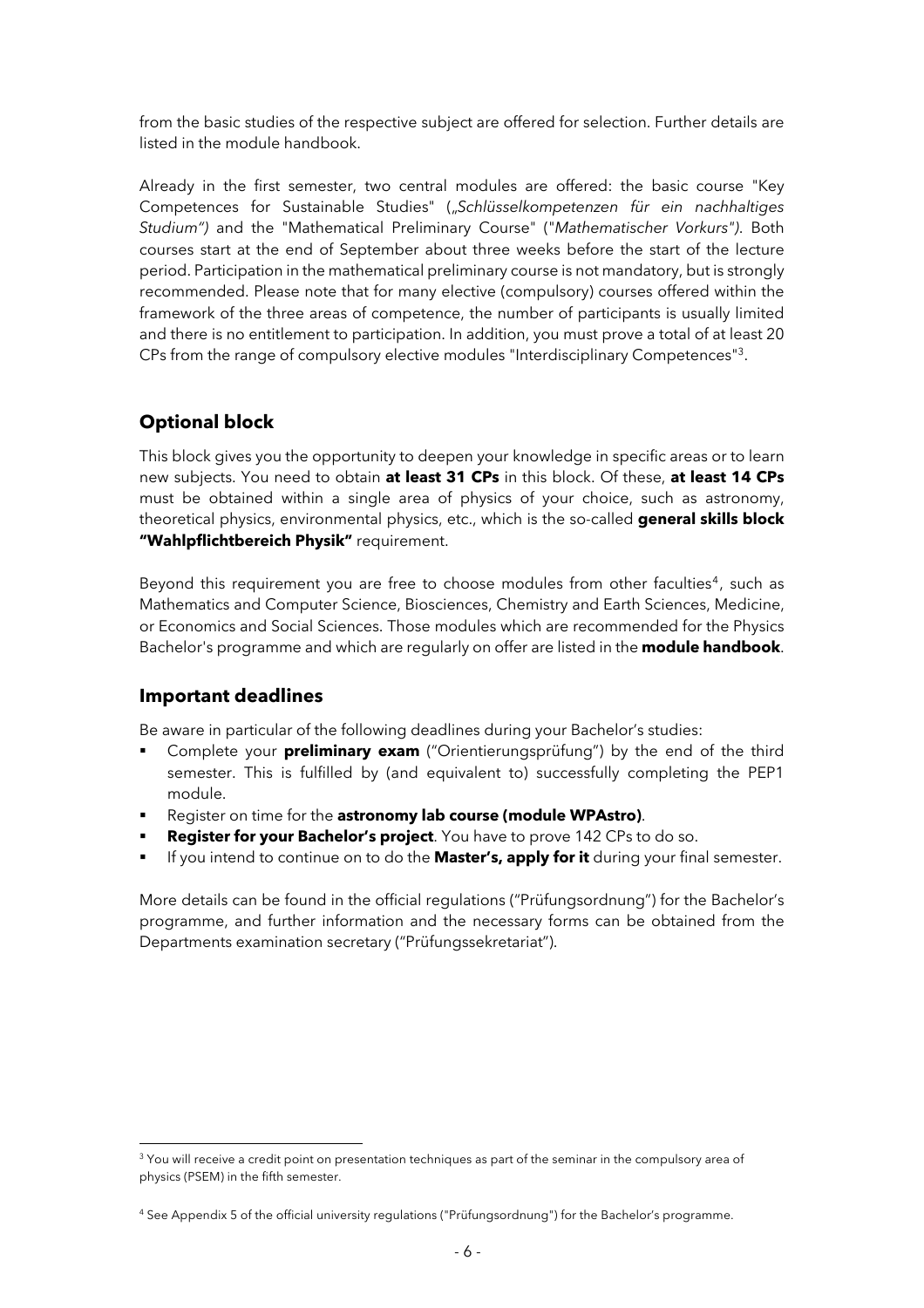from the basic studies of the respective subject are offered for selection. Further details are listed in the module handbook.

Already in the first semester, two central modules are offered: the basic course "Key Competences for Sustainable Studies" (*„Schlüsselkompetenzen für ein nachhaltiges Studium")* and the "Mathematical Preliminary Course" (*"Mathematischer Vorkurs")*. Both courses start at the end of September about three weeks before the start of the lecture period. Participation in the mathematical preliminary course is not mandatory, but is strongly recommended. Please note that for many elective (compulsory) courses offered within the framework of the three areas of competence, the number of participants is usually limited and there is no entitlement to participation. In addition, you must prove a total of at least 20 CPs from the range of compulsory elective modules "Interdisciplinary Competences"[3].

## Optional block

This block gives you the opportunity to deepen your knowledge in specific areas or to learn new subjects. You need to obtain **at least 31 CPs** in this block. Of these, **at least 14 CPs** must be obtained within a single area of physics of your choice, such as astronomy, theoretical physics, environmental physics, etc., which is the so-called **general skills block "Wahlpflichtbereich Physik"** requirement.

Beyond this requirement you are free to choose modules from other faculties[4], such as Mathematics and Computer Science, Biosciences, Chemistry and Earth Sciences, Medicine, or Economics and Social Sciences. Those modules which are recommended for the Physics Bachelor's programme and which are regularly on offer are listed in the **module handbook**.

## Important deadlines

Be aware in particular of the following deadlines during your Bachelor's studies:

- Complete your **preliminary exam** ("Orientierungsprüfung") by the end of the third semester. This is fulfilled by (and equivalent to) successfully completing the PEP1 module.
- Register on time for the **astronomy lab course (module WPAstro)**.
- **Register for your Bachelor's project**. You have to prove 142 CPs to do so.
- If you intend to continue on to do the **Master's, apply for it** during your final semester.

More details can be found in the official regulations ("Prüfungsordnung") for the Bachelor's programme, and further information and the necessary forms can be obtained from the Departments examination secretary ("Prüfungssekretariat").

---

[3] You will receive a credit point on presentation techniques as part of the seminar in the compulsory area of physics (PSEM) in the fifth semester.

[4] See Appendix 5 of the official university regulations ("Prüfungsordnung") for the Bachelor's programme.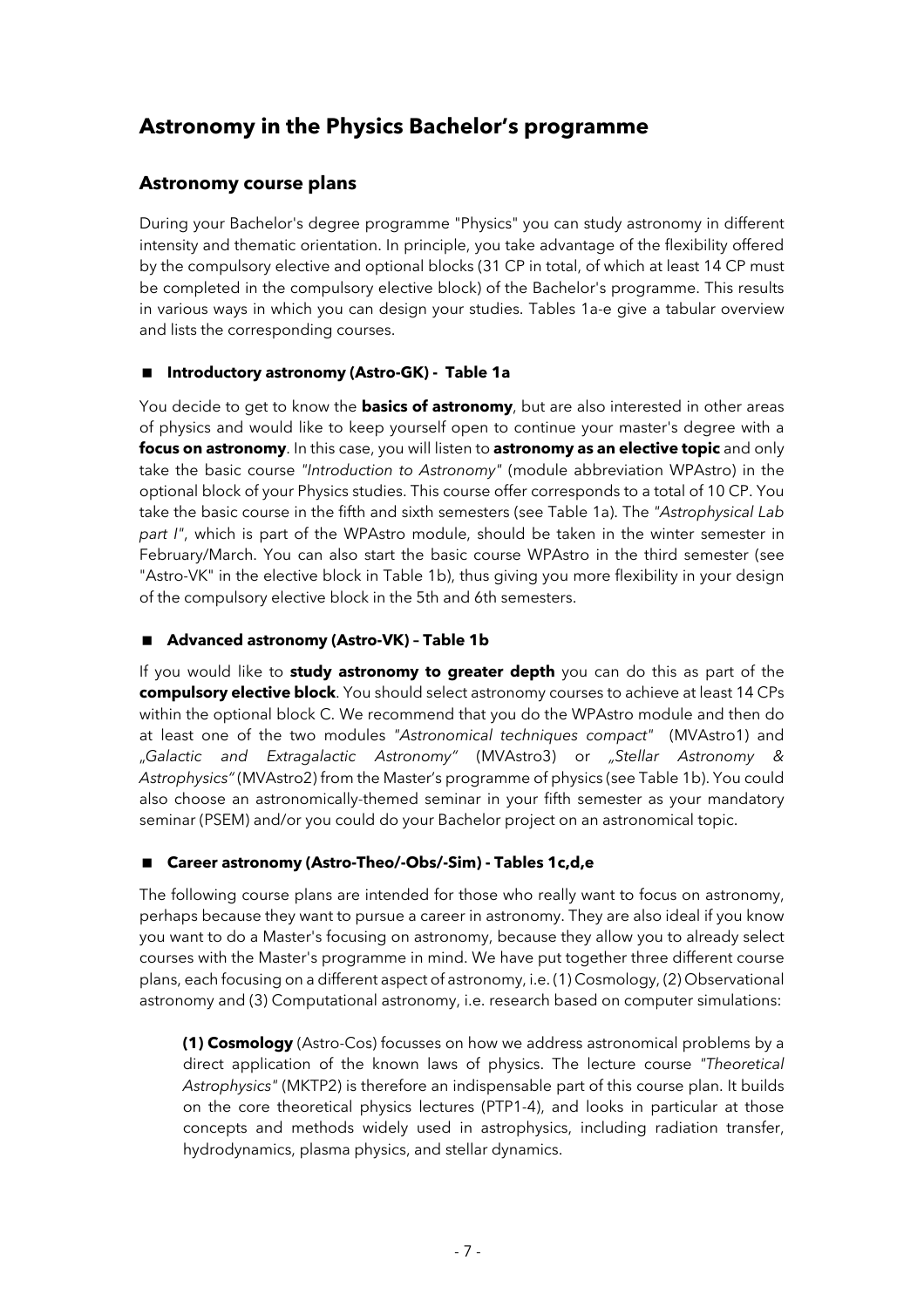# Astronomy in the Physics Bachelor's programme

## Astronomy course plans

During your Bachelor's degree programme "Physics" you can study astronomy in different intensity and thematic orientation. In principle, you take advantage of the flexibility offered by the compulsory elective and optional blocks (31 CP in total, of which at least 14 CP must be completed in the compulsory elective block) of the Bachelor's programme. This results in various ways in which you can design your studies. Tables 1a-e give a tabular overview and lists the corresponding courses.

### ■ Introductory astronomy (Astro-GK) - Table 1a

You decide to get to know the **basics of astronomy**, but are also interested in other areas of physics and would like to keep yourself open to continue your master's degree with a **focus on astronomy**. In this case, you will listen to **astronomy as an elective topic** and only take the basic course *"Introduction to Astronomy"* (module abbreviation WPAstro) in the optional block of your Physics studies. This course offer corresponds to a total of 10 CP. You take the basic course in the fifth and sixth semesters (see Table 1a). The *"Astrophysical Lab part I"*, which is part of the WPAstro module, should be taken in the winter semester in February/March. You can also start the basic course WPAstro in the third semester (see "Astro-VK" in the elective block in Table 1b), thus giving you more flexibility in your design of the compulsory elective block in the 5th and 6th semesters.

### ■ Advanced astronomy (Astro-VK) – Table 1b

If you would like to **study astronomy to greater depth** you can do this as part of the **compulsory elective block**. You should select astronomy courses to achieve at least 14 CPs within the optional block C. We recommend that you do the WPAstro module and then do at least one of the two modules *"Astronomical techniques compact"* (MVAstro1) and *„Galactic and Extragalactic Astronomy"* (MVAstro3) or *„Stellar Astronomy & Astrophysics"* (MVAstro2) from the Master's programme of physics (see Table 1b). You could also choose an astronomically-themed seminar in your fifth semester as your mandatory seminar (PSEM) and/or you could do your Bachelor project on an astronomical topic.

### ■ Career astronomy (Astro-Theo/-Obs/-Sim) - Tables 1c,d,e

The following course plans are intended for those who really want to focus on astronomy, perhaps because they want to pursue a career in astronomy. They are also ideal if you know you want to do a Master's focusing on astronomy, because they allow you to already select courses with the Master's programme in mind. We have put together three different course plans, each focusing on a different aspect of astronomy, i.e. (1) Cosmology, (2) Observational astronomy and (3) Computational astronomy, i.e. research based on computer simulations:

> **(1) Cosmology** (Astro-Cos) focusses on how we address astronomical problems by a direct application of the known laws of physics. The lecture course *"Theoretical Astrophysics"* (MKTP2) is therefore an indispensable part of this course plan. It builds on the core theoretical physics lectures (PTP1-4), and looks in particular at those concepts and methods widely used in astrophysics, including radiation transfer, hydrodynamics, plasma physics, and stellar dynamics.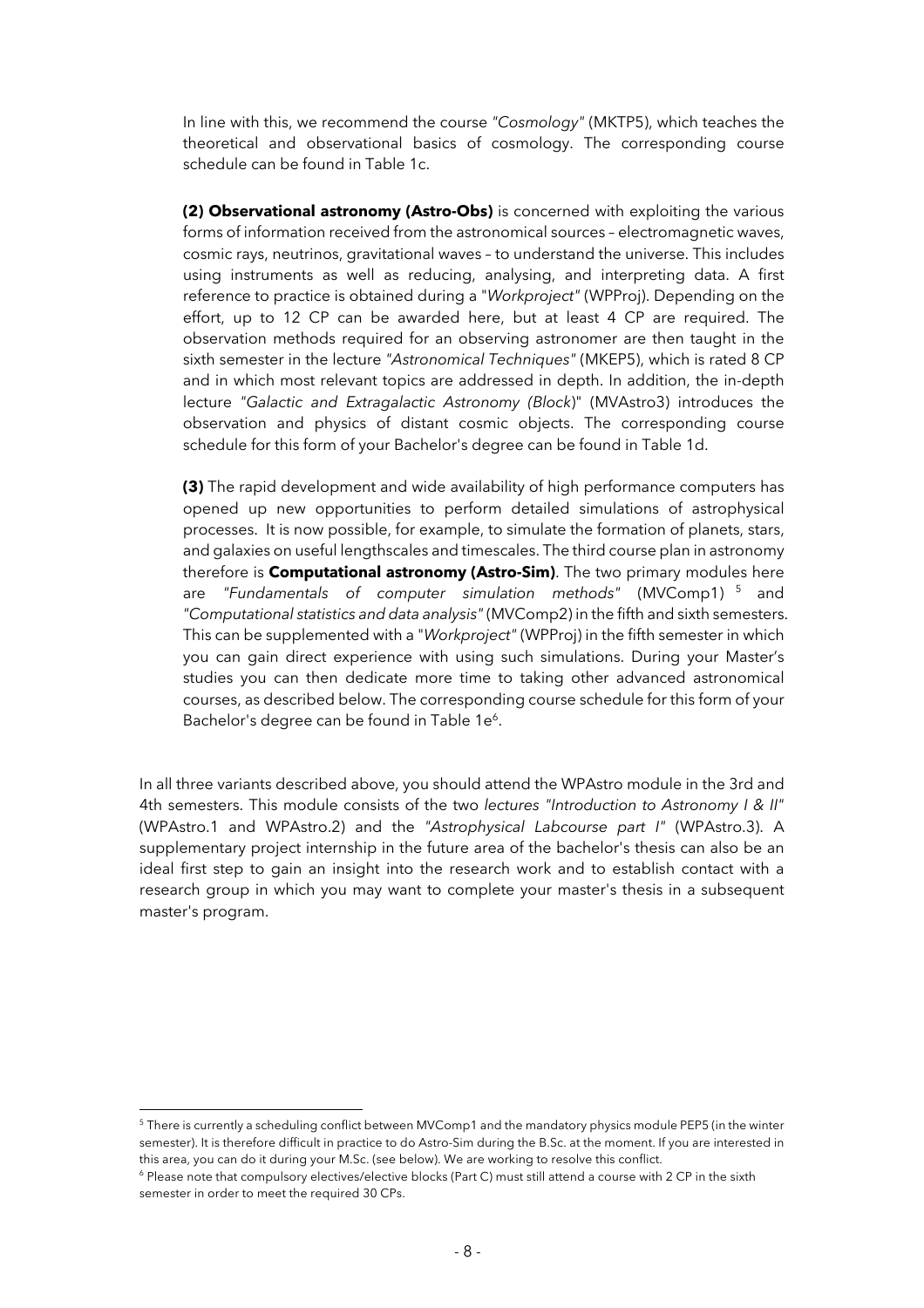In line with this, we recommend the course *"Cosmology"* (MKTP5), which teaches the theoretical and observational basics of cosmology. The corresponding course schedule can be found in Table 1c.

**(2) Observational astronomy (Astro-Obs)** is concerned with exploiting the various forms of information received from the astronomical sources – electromagnetic waves, cosmic rays, neutrinos, gravitational waves – to understand the universe. This includes using instruments as well as reducing, analysing, and interpreting data. A first reference to practice is obtained during a "*Workproject*" (WPProj). Depending on the effort, up to 12 CP can be awarded here, but at least 4 CP are required. The observation methods required for an observing astronomer are then taught in the sixth semester in the lecture *"Astronomical Techniques"* (MKEP5), which is rated 8 CP and in which most relevant topics are addressed in depth. In addition, the in-depth lecture *"Galactic and Extragalactic Astronomy (Block*)" (MVAstro3) introduces the observation and physics of distant cosmic objects. The corresponding course schedule for this form of your Bachelor's degree can be found in Table 1d.

**(3)** The rapid development and wide availability of high performance computers has opened up new opportunities to perform detailed simulations of astrophysical processes. It is now possible, for example, to simulate the formation of planets, stars, and galaxies on useful lengthscales and timescales. The third course plan in astronomy therefore is **Computational astronomy (Astro-Sim)**. The two primary modules here are *"Fundamentals of computer simulation methods"* (MVComp1) [5] and *"Computational statistics and data analysis"* (MVComp2) in the fifth and sixth semesters. This can be supplemented with a "*Workproject*" (WPProj) in the fifth semester in which you can gain direct experience with using such simulations. During your Master's studies you can then dedicate more time to taking other advanced astronomical courses, as described below. The corresponding course schedule for this form of your Bachelor's degree can be found in Table 1e[6].

In all three variants described above, you should attend the WPAstro module in the 3rd and 4th semesters. This module consists of the two *lectures "Introduction to Astronomy I & II"* (WPAstro.1 and WPAstro.2) and the *"Astrophysical Labcourse part I"* (WPAstro.3). A supplementary project internship in the future area of the bachelor's thesis can also be an ideal first step to gain an insight into the research work and to establish contact with a research group in which you may want to complete your master's thesis in a subsequent master's program.

---

[5] There is currently a scheduling conflict between MVComp1 and the mandatory physics module PEP5 (in the winter semester). It is therefore difficult in practice to do Astro-Sim during the B.Sc. at the moment. If you are interested in this area, you can do it during your M.Sc. (see below). We are working to resolve this conflict.

[6] Please note that compulsory electives/elective blocks (Part C) must still attend a course with 2 CP in the sixth semester in order to meet the required 30 CPs.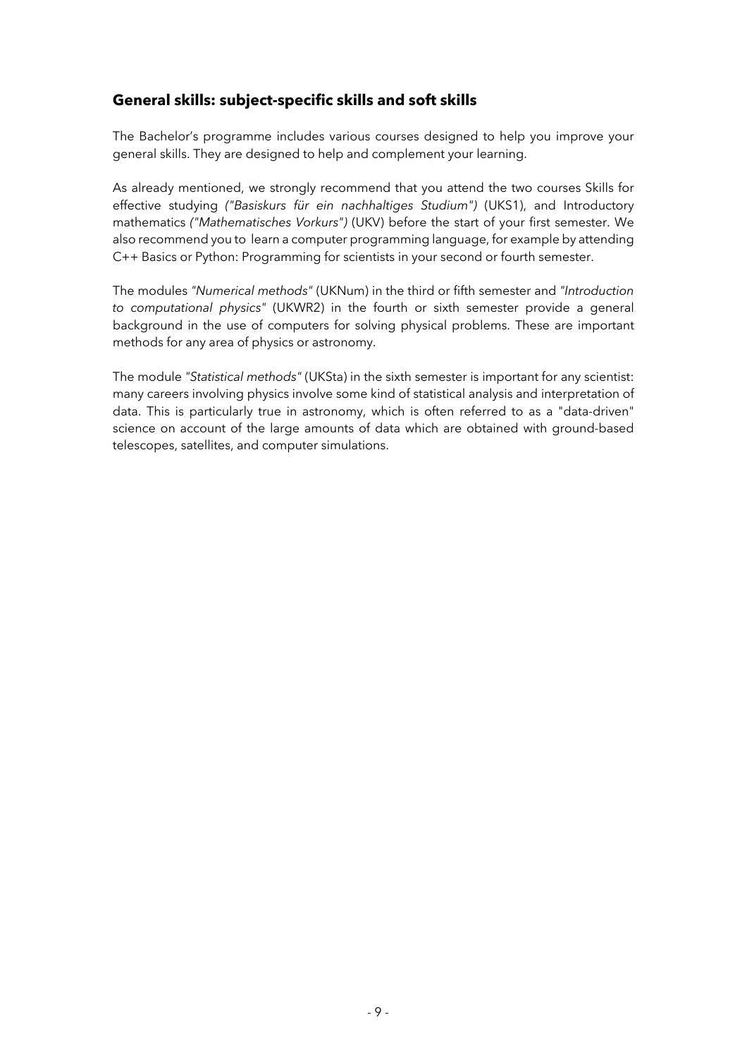## General skills: subject-specific skills and soft skills

The Bachelor's programme includes various courses designed to help you improve your general skills. They are designed to help and complement your learning.

As already mentioned, we strongly recommend that you attend the two courses Skills for effective studying *("Basiskurs für ein nachhaltiges Studium")* (UKS1), and Introductory mathematics *("Mathematisches Vorkurs")* (UKV) before the start of your first semester. We also recommend you to learn a computer programming language, for example by attending C++ Basics or Python: Programming for scientists in your second or fourth semester.

The modules *"Numerical methods"* (UKNum) in the third or fifth semester and *"Introduction to computational physics"* (UKWR2) in the fourth or sixth semester provide a general background in the use of computers for solving physical problems. These are important methods for any area of physics or astronomy.

The module *"Statistical methods"* (UKSta) in the sixth semester is important for any scientist: many careers involving physics involve some kind of statistical analysis and interpretation of data. This is particularly true in astronomy, which is often referred to as a "data-driven" science on account of the large amounts of data which are obtained with ground-based telescopes, satellites, and computer simulations.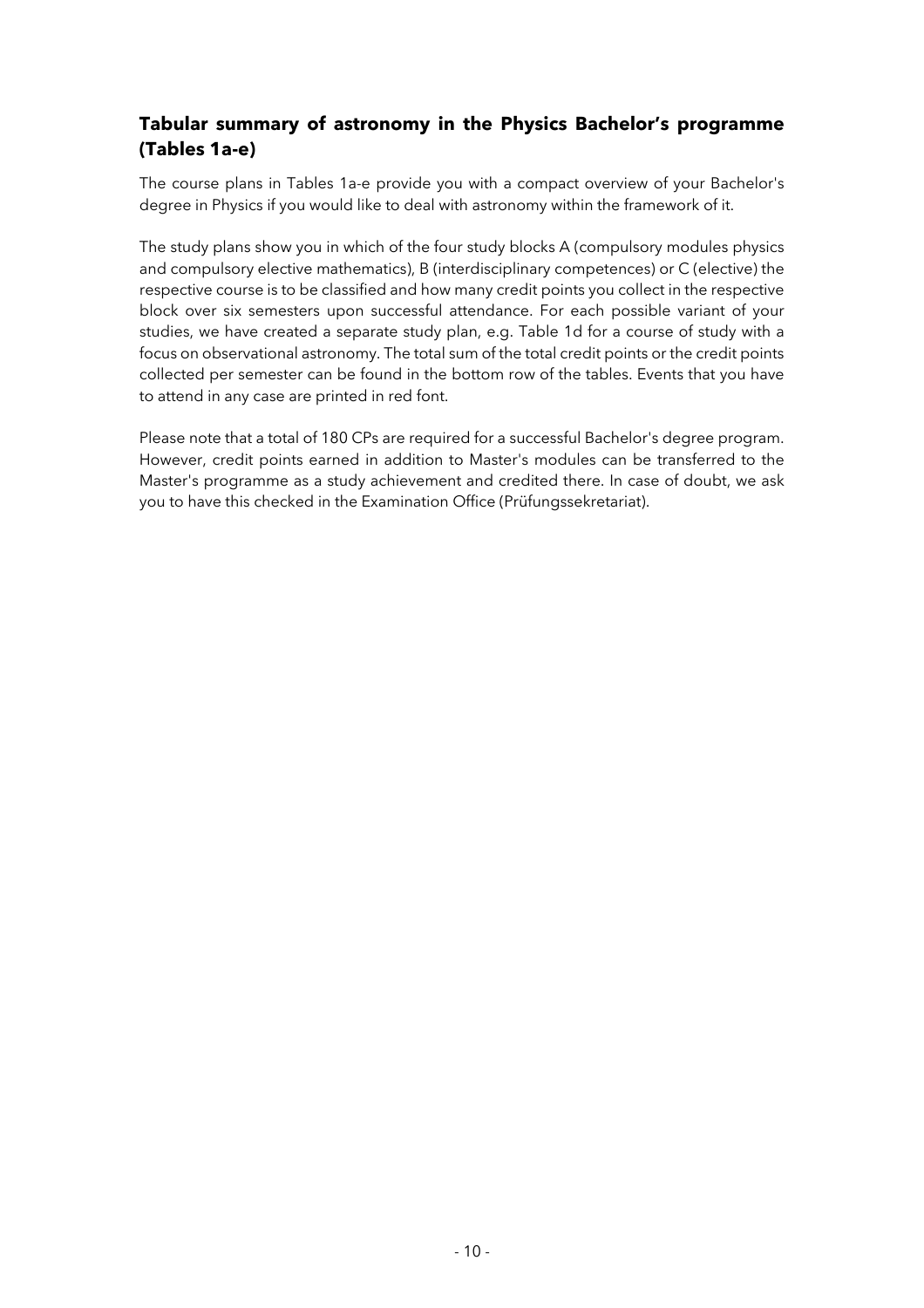## Tabular summary of astronomy in the Physics Bachelor's programme (Tables 1a-e)

The course plans in Tables 1a-e provide you with a compact overview of your Bachelor's degree in Physics if you would like to deal with astronomy within the framework of it.

The study plans show you in which of the four study blocks A (compulsory modules physics and compulsory elective mathematics), B (interdisciplinary competences) or C (elective) the respective course is to be classified and how many credit points you collect in the respective block over six semesters upon successful attendance. For each possible variant of your studies, we have created a separate study plan, e.g. Table 1d for a course of study with a focus on observational astronomy. The total sum of the total credit points or the credit points collected per semester can be found in the bottom row of the tables. Events that you have to attend in any case are printed in red font.

Please note that a total of 180 CPs are required for a successful Bachelor's degree program. However, credit points earned in addition to Master's modules can be transferred to the Master's programme as a study achievement and credited there. In case of doubt, we ask you to have this checked in the Examination Office (Prüfungssekretariat).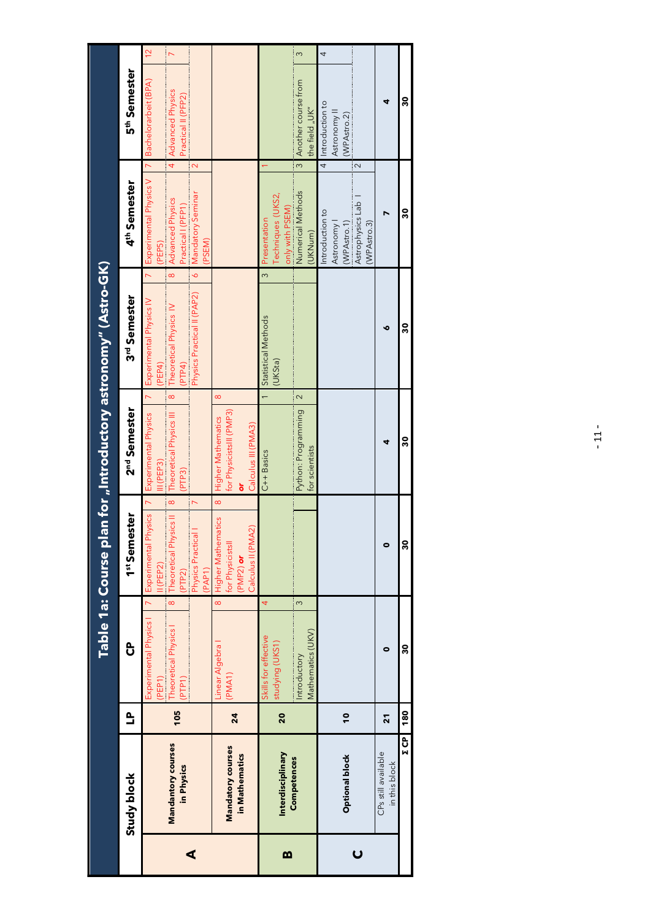# Table 1a: Course plan for „Introductory astronomy" (Astro-GK)

| | Study block | LP | CP | | 1st Semester | | 2nd Semester | | 3rd Semester | | 4th Semester | | 5th Semester | |
|---|---|---|---|---|---|---|---|---|---|---|---|---|---|---|
| A | Mandantory courses in Physics | 105 | Experimental Physics I (PEP1) | 7 | Experimental Physics II (PEP2) | 7 | Experimental Physics III (PEP3) | 7 | Experimental Physics IV (PEP4) | 7 | Experimental Physics V (PEP5) | 7 | Bachelorarbeit (BPA) | 12 |
| | | | Theoretical Physics I (PTP1) | 8 | Theoretical Physics II (PTP2) | 8 | Theoretical Physics III (PTP3) | 8 | Theoretical Physics IV (PTP4) | 8 | Advanced Physics Practical I (PFP1) | 4 | Advanced Physics Practical II (PFP2) | 7 |
| | | | | | Physics Practical I (PAP1) | 7 | | | Physics Practical II (PAP2) | 6 | Mandatory Seminar (PSEM) | 2 | | |
| | Mandatory courses in Mathematics | 24 | Linear Algebra I (PMA1) | 8 | Higher Mathematics for PhysicistsII (PMP2) **or** Calculus II (PMA2) | 8 | Higher Mathematics for PhysicistsIII (PMP3) **or** Calculus III (PMA3) | 8 | | | | | | |
| B | Interdisciplinary Competences | 20 | Skills for effective studying (UKS1) | 4 | | | C++ Basics | 1 | Statistical Methods (UKSta) | 3 | Presentation Techniques (UKS2, only with PSEM) | 1 | | |
| | | | Introductory Mathematics (UKV) | 3 | | | Python: Programming for scientists | 2 | | | Numerical Methods (UKNum) | 3 | Another course from the field „UK" | 3 |
| C | Optional block | 10 | | | | | | | | | Introduction to Astronomy I (WPAstro.1) | 4 | Introduction to Astronomy II (WPAstro.2) | 4 |
| | | | | | | | | | | | Astrophysics Lab I (WPAstro.3) | 2 | | |
| | CPs still available in this block | 21 | **0** | | **0** | | **4** | | **6** | | **7** | | **4** | |
| | **Σ CP** | **180** | **30** | | **30** | | **30** | | **30** | | **30** | | **30** | |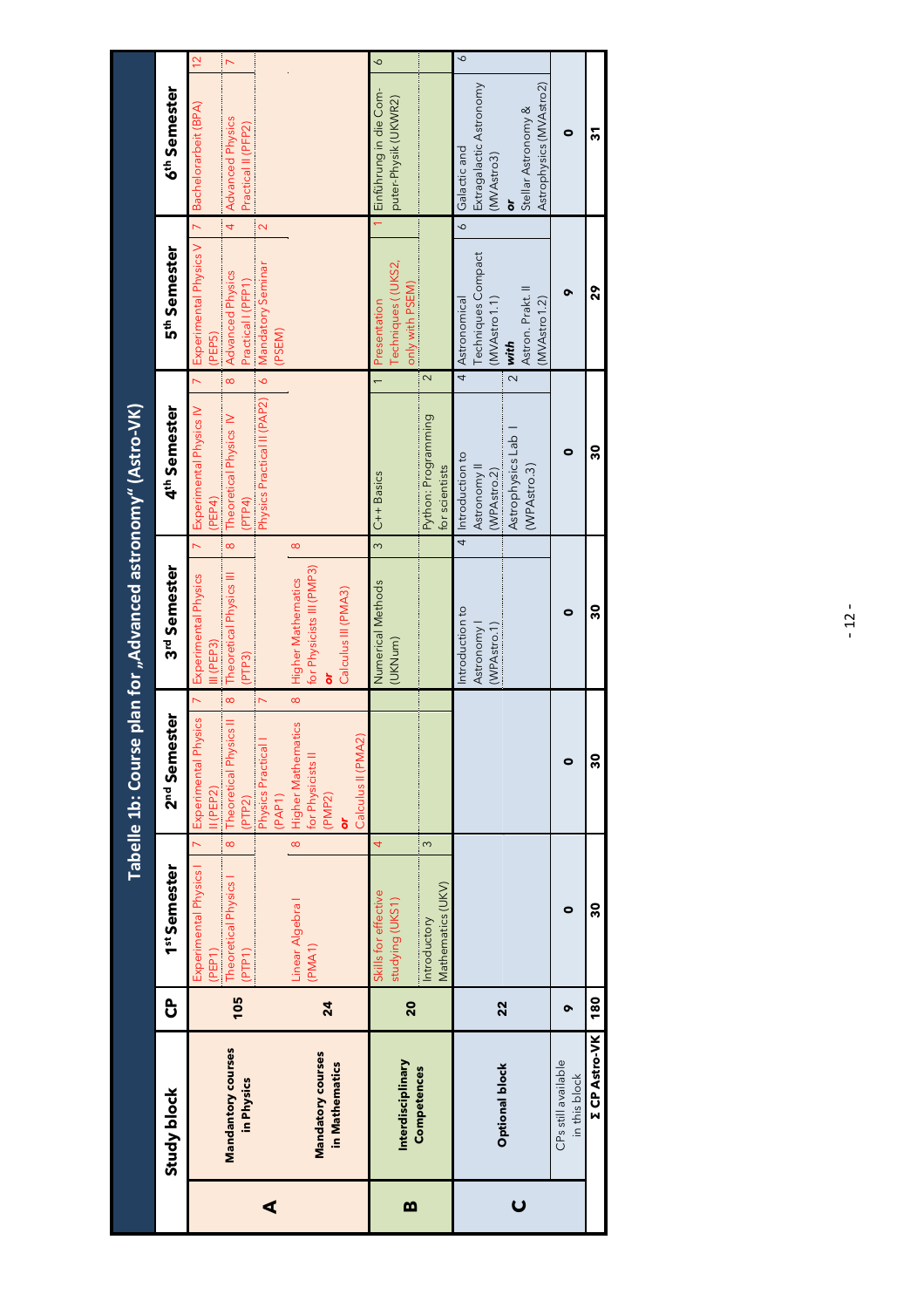# Tabelle 1b: Course plan for „Advanced astronomy" (Astro-VK)

| | Study block | CP | 1st Semester | | 2nd Semester | | 3rd Semester | | 4th Semester | | 5th Semester | | 6th Semester | |
|---|---|---|---|---|---|---|---|---|---|---|---|---|---|---|
| A | Mandantory courses in Physics | 105 | Experimental Physics I (PEP1) | 7 | Experimental Physics II (PEP2) | 7 | Experimental Physics III (PEP3) | 7 | Experimental Physics IV (PEP4) | 7 | Experimental Physics V (PEP5) | 7 | Bachelorarbeit (BPA) | 12 |
| | | | Theoretical Physics I (PTP1) | 8 | Theoretical Physics II (PTP2) | 8 | Theoretical Physics III (PTP3) | 8 | Theoretical Physics IV (PTP4) | 8 | Advanced Physics Practical I (PFP1) | 4 | Advanced Physics Practical II (PFP2) | 7 |
| | | | | | Physics Practical I (PAP1) | 7 | | | Physics Practical II (PAP2) | 6 | Mandatory Seminar (PSEM) | 2 | | |
| | Mandatory courses in Mathematics | 24 | Linear Algebra I (PMA1) | 8 | Higher Mathematics for Physicists II (PMP2) **or** Calculus II (PMA2) | 8 | Higher Mathematics for Physicists III (PMP3) **or** Calculus III (PMA3) | 8 | | | | | | |
| B | Interdisciplinary Competences | 20 | Skills for effective studying (UKS1) | 4 | | | Numerical Methods (UKNum) | 3 | C++ Basics | 1 | Presentation Techniques ( (UKS2, only with PSEM) | 1 | Einführung in die Computer-Physik (UKWR2) | 6 |
| | | | Introductory Mathematics (UKV) | 3 | | | | | Python: Programming for scientists | 2 | | | | |
| C | Optional block | 22 | | | | | Introduction to Astronomy I (WPAstro.1) | 4 | Introduction to Astronomy II (WPAstro.2) | 4 | Astronomical Techniques Compact (MVAstro1.1) ***with*** Astron. Prakt. II (MVAstro1.2) | 6 | Galactic and Extragalactic Astronomy (MVAstro3) **or** Stellar Astronomy & Astrophysics (MVAstro2) | 6 |
| | | | | | | | | | Astrophysics Lab I (WPAstro.3) | 2 | | | | |
| | CPs still available in this block | 9 | **0** | | **0** | | **0** | | **0** | | **9** | | **0** | |
| | **Σ CP Astro-VK** | **180** | **30** | | **30** | | **30** | | **30** | | **29** | | **31** | |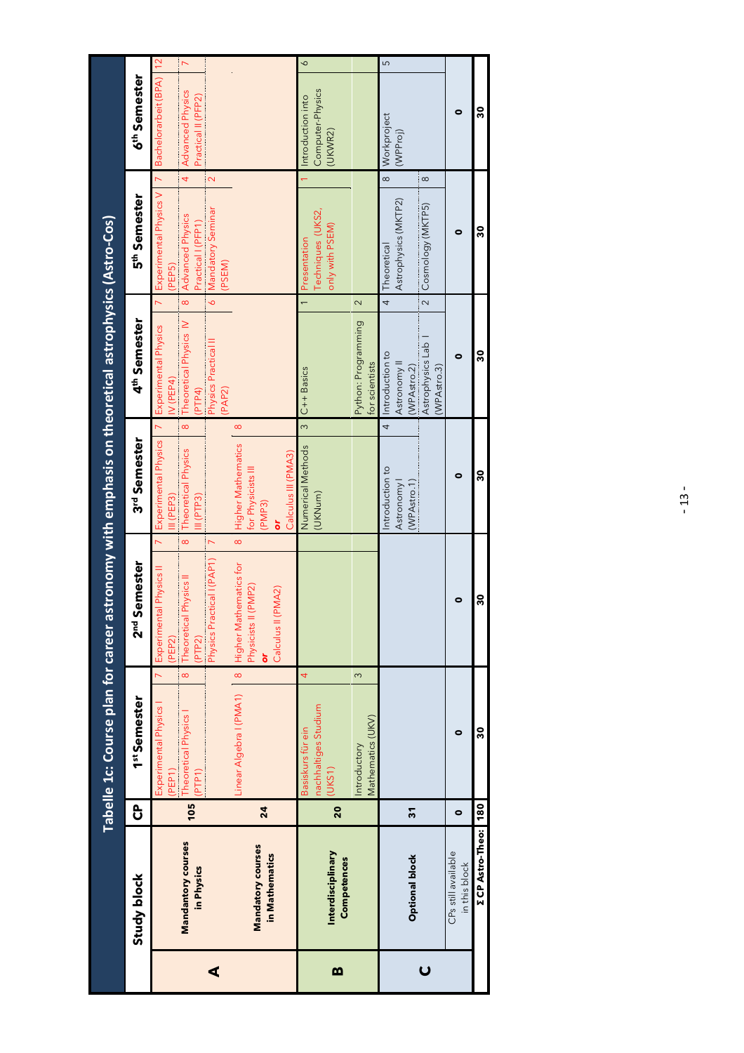# Tabelle 1c: Course plan for career astronomy with emphasis on theoretical astrophysics (Astro-Cos)

| | Study block | CP | 1st Semester | | 2nd Semester | | 3rd Semester | | 4th Semester | | 5th Semester | | 6th Semester | |
|---|---|---|---|---|---|---|---|---|---|---|---|---|---|---|
| A | Mandantory courses in Physics | 105 | Experimental Physics I (PEP1) | 7 | Experimental Physics II (PEP2) | 7 | Experimental Physics III (PEP3) | 7 | Experimental Physics IV (PEP4) | 7 | Experimental Physics V (PEP5) | 7 | Bachelorarbeit (BPA) | 12 |
| | | | Theoretical Physics I (PTP1) | 8 | Theoretical Physics II (PTP2) | 8 | Theoretical Physics III (PTP3) | 8 | Theoretical Physics IV (PTP4) | 8 | Advanced Physics Practical I (PFP1) | 4 | Advanced Physics Practical II (PFP2) | 7 |
| | | | | | Physics Practical I (PAP1) | 7 | | | Physics Practical II (PAP2) | 6 | Mandatory Seminar (PSEM) | 2 | | |
| | Mandatory courses in Mathematics | 24 | Linear Algebra I (PMA1) | 8 | Higher Mathematics for Physicists II (PMP2) **or** Calculus II (PMA2) | 8 | Higher Mathematics for Physicists III (PMP3) **or** Calculus III (PMA3) | 8 | | | | | | |
| B | Interdisciplinary Competences | 20 | Basiskurs für ein nachhaltiges Studium (UKS1) | 4 | | | Numerical Methods (UKNum) | 3 | C++ Basics | 1 | Presentation Techniques (UKS2, only with PSEM) | 1 | Introduction into Computer-Physics (UKWR2) | 6 |
| | | | Introductory Mathematics (UKV) | 3 | | | | | Python: Programming for scientists | 2 | | | | |
| C | Optional block | 31 | | | | | Introduction to Astronomy I (WPAstro.1) | 4 | Introduction to Astronomy II (WPAstro.2) | 4 | Theoretical Astrophysics (MKTP2) | 8 | Workproject (WPProj) | 5 |
| | | | | | | | | | Astrophysics Lab I (WPAstro.3) | 2 | Cosmology (MKTP5) | 8 | | |
| | CPs still available in this block | 0 | 0 | | 0 | | 0 | | 0 | | 0 | | 0 | |
| | **Σ CP Astro-Theo:** | **180** | **30** | | **30** | | **30** | | **30** | | **30** | | **30** | |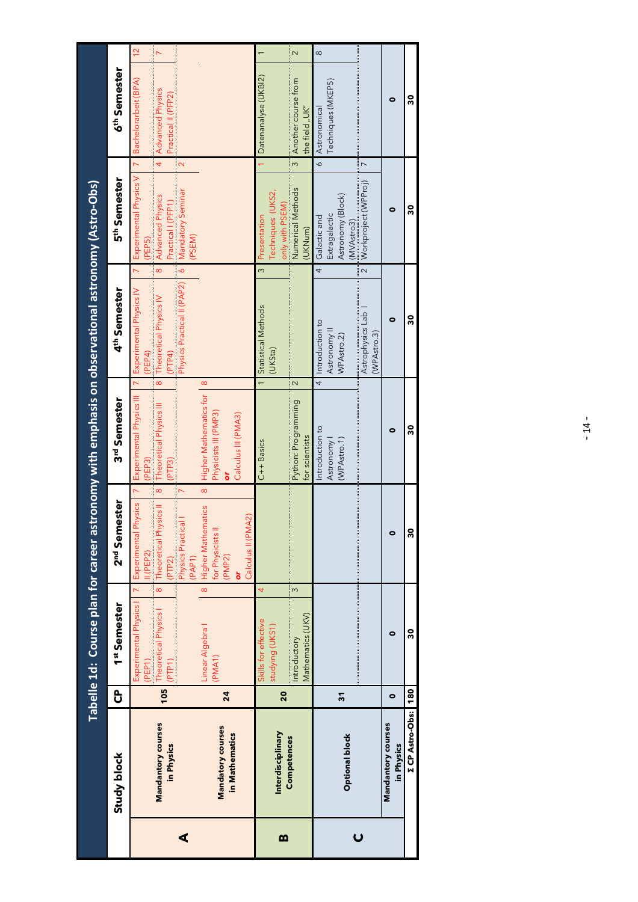## Tabelle 1d: Course plan for career astronomy with emphasis on observational astronomy (Astro-Obs)

| | Study block | CP | 1st Semester | | 2nd Semester | | 3rd Semester | | 4th Semester | | 5th Semester | | 6th Semester | |
|---|---|---|---|---|---|---|---|---|---|---|---|---|---|---|
| A | Mandantory courses in Physics | 105 | Experimental Physics I (PEP1) | 7 | Experimental Physics II (PEP2) | 7 | Experimental Physics III (PEP3) | 7 | Experimental Physics IV (PEP4) | 7 | Experimental Physics V (PEP5) | 7 | Bachelorarbeit (BPA) | 12 |
| | | | Theoretical Physics I (PTP1) | 8 | Theoretical Physics II (PTP2) | 8 | Theoretical Physics III (PTP3) | 8 | Theoretical Physics IV (PTP4) | 8 | Advanced Physics Practical I (PFP1) | 4 | Advanced Physics Practical II (PFP2) | 7 |
| | | | | | Physics Practical I (PAP1) | 7 | | | Physics Practical II (PAP2) | 6 | Mandatory Seminar (PSEM) | 2 | | |
| | Mandantory courses in Mathematics | 24 | Linear Algebra I (PMA1) | 8 | Higher Mathematics for Physicists II (PMP2) **or** Calculus II (PMA2) | 8 | Higher Mathematics for Physicists III (PMP3) **or** Calculus III (PMA3) | 8 | | | | | | |
| B | Interdisciplinary Competences | 20 | Skills for effective studying (UKS1) | 4 | | | C++ Basics | 1 | Statistical Methods (UKSta) | 3 | Presentation Techniques (UKS2, only with PSEM) | 1 | Datenanalyse (UKBI2) | 1 |
| | | | Introductory Mathematics (UKV) | 3 | | | Python: Programming for scientists | 2 | | | Numerical Methods (UKNum) | 3 | Another course from the field „UK" | 2 |
| C | Optional block | 31 | | | | | Introduction to Astronomy I (WPAstro.1) | 4 | Introduction to Astronomy II WPAstro.2) | 4 | Galactic and Extragalactic Astronomy (Block) (MVAstro3) | 6 | Astronomical Techniques (MKEP5) | 8 |
| | | | | | | | | | Astrophysics Lab I (WPAstro.3) | 2 | Workproject (WPProj) | 7 | | |
| | Mandantory courses in Physics | 0 | 0 | | 0 | | 0 | | 0 | | 0 | | 0 | |
| | Σ CP Astro-Obs: | 180 | 30 | | 30 | | 30 | | 30 | | 30 | | 30 | |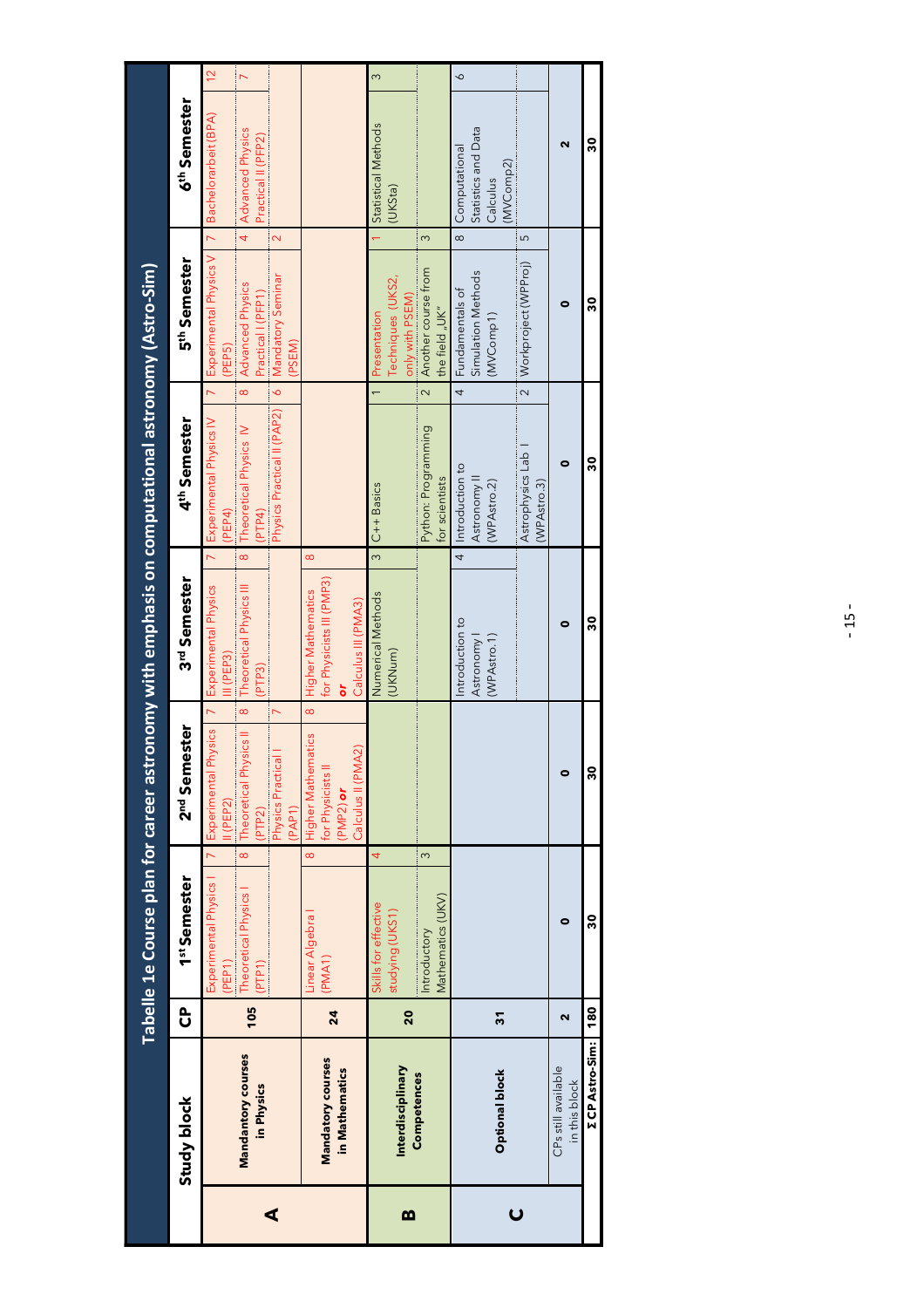# Tabelle 1e Course plan for career astronomy with emphasis on computational astronomy (Astro-Sim)

| | Study block | CP | 1st Semester | | 2nd Semester | | 3rd Semester | | 4th Semester | | 5th Semester | | 6th Semester | |
|---|---|---|---|---|---|---|---|---|---|---|---|---|---|---|
| A | Mandantory courses in Physics | 105 | Experimental Physics I (PEP1) | 7 | Experimental Physics II (PEP2) | 7 | Experimental Physics III (PEP3) | 7 | Experimental Physics IV (PEP4) | 7 | Experimental Physics V (PEP5) | 7 | Bachelorarbeit (BPA) | 12 |
| | | | Theoretical Physics I (PTP1) | 8 | Theoretical Physics II (PTP2) | 8 | Theoretical Physics III (PTP3) | 8 | Theoretical Physics IV (PTP4) | 8 | Advanced Physics Practical I (PFP1) | 4 | Advanced Physics Practical II (PFP2) | 7 |
| | | | | | Physics Practical I (PAP1) | 7 | | | Physics Practical II (PAP2) | 6 | Mandatory Seminar (PSEM) | 2 | | |
| | Mandatory courses in Mathematics | 24 | Linear Algebra I (PMA1) | 8 | Higher Mathematics for Physicists II (PMP2) **or** Calculus II (PMA2) | 8 | Higher Mathematics for Physicists III (PMP3) **or** Calculus III (PMA3) | 8 | | | | | | |
| B | Interdisciplinary Competences | 20 | Skills for effective studying (UKS1) | 4 | | | Numerical Methods (UKNum) | 3 | C++ Basics | 1 | Presentation Techniques (UKS2, only with PSEM) | 1 | Statistical Methods (UKSta) | 3 |
| | | | Introductory Mathematics (UKV) | 3 | | | | | Python: Programming for scientists | 2 | Another course from the field „UK" | 3 | | |
| C | Optional block | 31 | | | | | Introduction to Astronomy I (WPAstro.1) | 4 | Introduction to Astronomy II (WPAstro.2) | 4 | Fundamentals of Simulation Methods (MVComp1) | 8 | Computational Statistics and Data Calculus (MVComp2) | 6 |
| | | | | | | | | | Astrophysics Lab I (WPAstro.3) | 2 | Workproject (WPProj) | 5 | | |
| | CPs still available in this block | 2 | 0 | | 0 | | 0 | | 0 | | 0 | | 2 | |
| | Σ CP Astro-Sim: | 180 | 30 | | 30 | | 30 | | 30 | | 30 | | 30 | |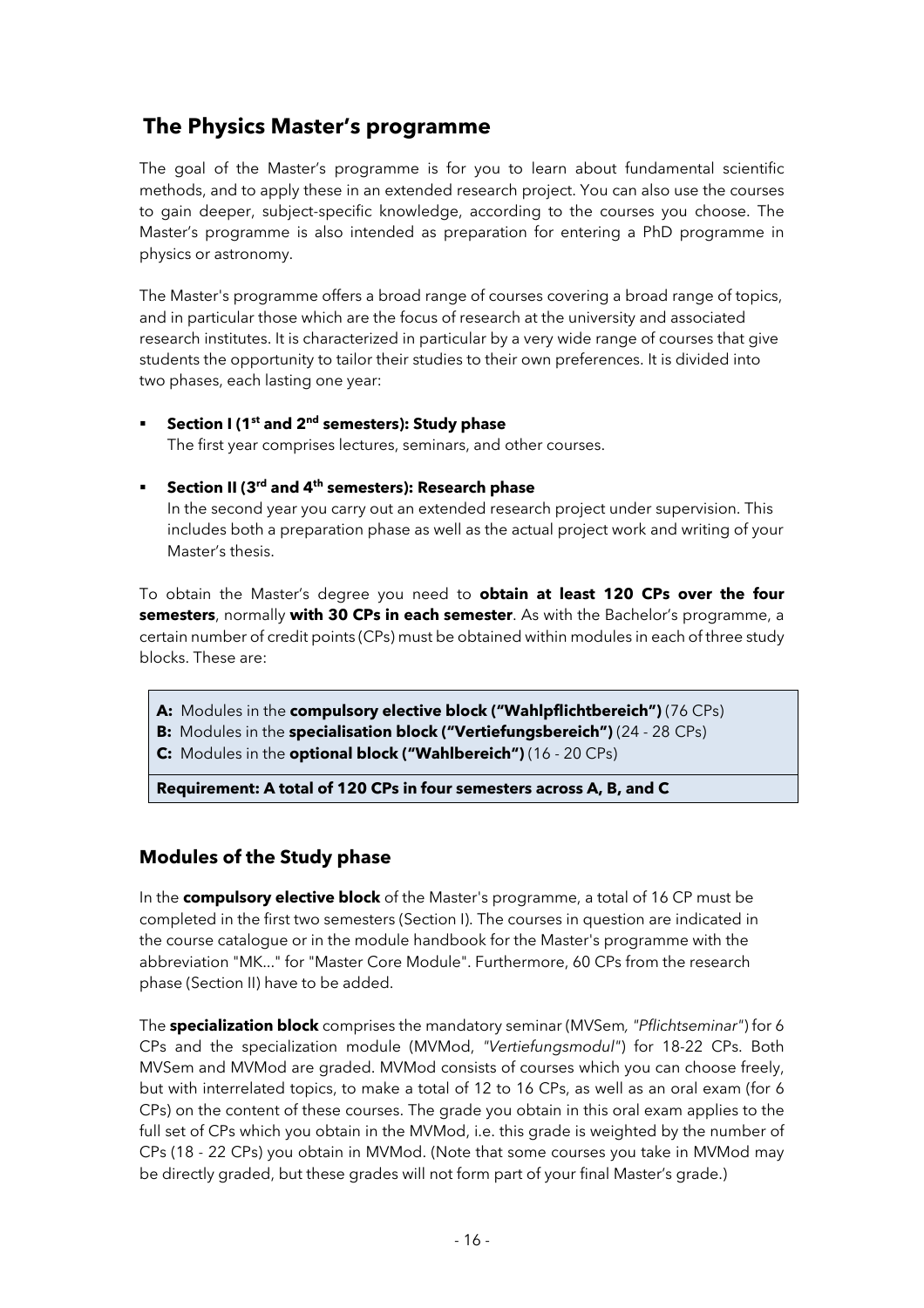## The Physics Master's programme

The goal of the Master's programme is for you to learn about fundamental scientific methods, and to apply these in an extended research project. You can also use the courses to gain deeper, subject-specific knowledge, according to the courses you choose. The Master's programme is also intended as preparation for entering a PhD programme in physics or astronomy.

The Master's programme offers a broad range of courses covering a broad range of topics, and in particular those which are the focus of research at the university and associated research institutes. It is characterized in particular by a very wide range of courses that give students the opportunity to tailor their studies to their own preferences. It is divided into two phases, each lasting one year:

- **Section I (1st and 2nd semesters): Study phase**
  The first year comprises lectures, seminars, and other courses.
- **Section II (3rd and 4th semesters): Research phase**
  In the second year you carry out an extended research project under supervision. This includes both a preparation phase as well as the actual project work and writing of your Master's thesis.

To obtain the Master's degree you need to **obtain at least 120 CPs over the four semesters**, normally **with 30 CPs in each semester**. As with the Bachelor's programme, a certain number of credit points (CPs) must be obtained within modules in each of three study blocks. These are:

**A:** Modules in the **compulsory elective block ("Wahlpflichtbereich")** (76 CPs)
**B:** Modules in the **specialisation block ("Vertiefungsbereich")** (24 - 28 CPs)
**C:** Modules in the **optional block ("Wahlbereich")** (16 - 20 CPs)

**Requirement: A total of 120 CPs in four semesters across A, B, and C**

### Modules of the Study phase

In the **compulsory elective block** of the Master's programme, a total of 16 CP must be completed in the first two semesters (Section I). The courses in question are indicated in the course catalogue or in the module handbook for the Master's programme with the abbreviation "MK..." for "Master Core Module". Furthermore, 60 CPs from the research phase (Section II) have to be added.

The **specialization block** comprises the mandatory seminar (MVSem*, "Pflichtseminar"*) for 6 CPs and the specialization module (MVMod, *"Vertiefungsmodul"*) for 18-22 CPs. Both MVSem and MVMod are graded. MVMod consists of courses which you can choose freely, but with interrelated topics, to make a total of 12 to 16 CPs, as well as an oral exam (for 6 CPs) on the content of these courses. The grade you obtain in this oral exam applies to the full set of CPs which you obtain in the MVMod, i.e. this grade is weighted by the number of CPs (18 - 22 CPs) you obtain in MVMod. (Note that some courses you take in MVMod may be directly graded, but these grades will not form part of your final Master's grade.)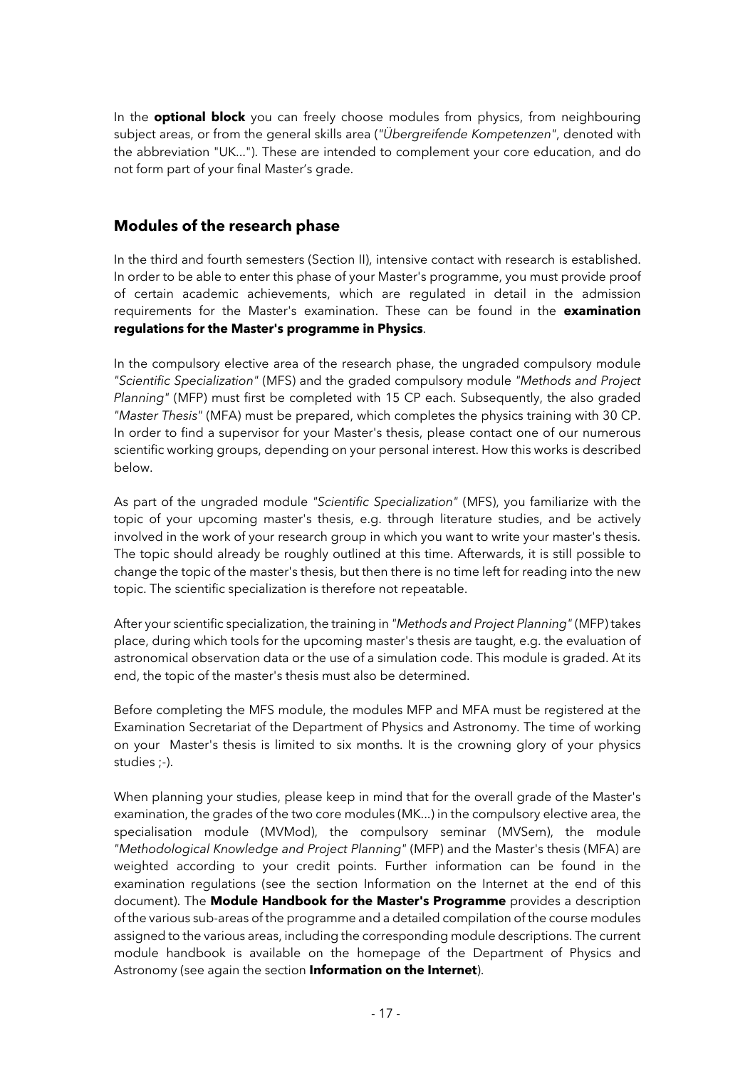In the **optional block** you can freely choose modules from physics, from neighbouring subject areas, or from the general skills area (*"Übergreifende Kompetenzen"*, denoted with the abbreviation "UK..."). These are intended to complement your core education, and do not form part of your final Master's grade.

## Modules of the research phase

In the third and fourth semesters (Section II), intensive contact with research is established. In order to be able to enter this phase of your Master's programme, you must provide proof of certain academic achievements, which are regulated in detail in the admission requirements for the Master's examination. These can be found in the **examination regulations for the Master's programme in Physics**.

In the compulsory elective area of the research phase, the ungraded compulsory module *"Scientific Specialization"* (MFS) and the graded compulsory module *"Methods and Project Planning"* (MFP) must first be completed with 15 CP each. Subsequently, the also graded *"Master Thesis"* (MFA) must be prepared, which completes the physics training with 30 CP. In order to find a supervisor for your Master's thesis, please contact one of our numerous scientific working groups, depending on your personal interest. How this works is described below.

As part of the ungraded module *"Scientific Specialization"* (MFS), you familiarize with the topic of your upcoming master's thesis, e.g. through literature studies, and be actively involved in the work of your research group in which you want to write your master's thesis. The topic should already be roughly outlined at this time. Afterwards, it is still possible to change the topic of the master's thesis, but then there is no time left for reading into the new topic. The scientific specialization is therefore not repeatable.

After your scientific specialization, the training in *"Methods and Project Planning"* (MFP) takes place, during which tools for the upcoming master's thesis are taught, e.g. the evaluation of astronomical observation data or the use of a simulation code. This module is graded. At its end, the topic of the master's thesis must also be determined.

Before completing the MFS module, the modules MFP and MFA must be registered at the Examination Secretariat of the Department of Physics and Astronomy. The time of working on your Master's thesis is limited to six months. It is the crowning glory of your physics studies ;-).

When planning your studies, please keep in mind that for the overall grade of the Master's examination, the grades of the two core modules (MK...) in the compulsory elective area, the specialisation module (MVMod), the compulsory seminar (MVSem), the module *"Methodological Knowledge and Project Planning"* (MFP) and the Master's thesis (MFA) are weighted according to your credit points. Further information can be found in the examination regulations (see the section Information on the Internet at the end of this document). The **Module Handbook for the Master's Programme** provides a description of the various sub-areas of the programme and a detailed compilation of the course modules assigned to the various areas, including the corresponding module descriptions. The current module handbook is available on the homepage of the Department of Physics and Astronomy (see again the section **Information on the Internet**).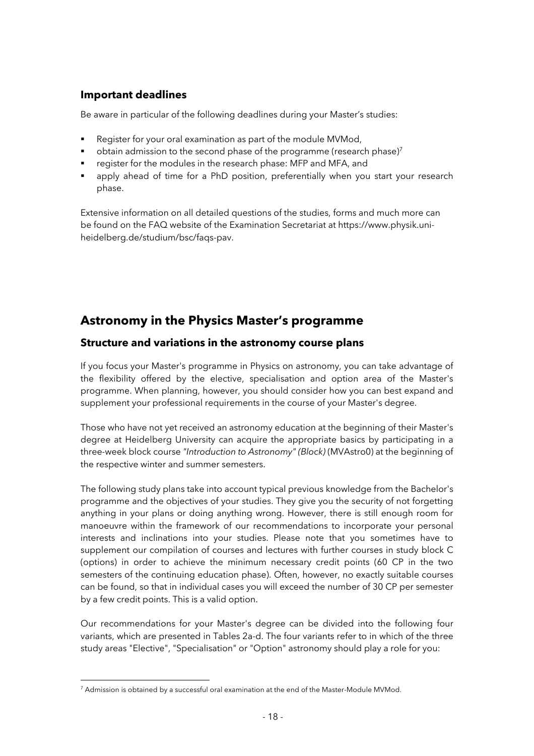### Important deadlines

Be aware in particular of the following deadlines during your Master's studies:

- Register for your oral examination as part of the module MVMod,
- obtain admission to the second phase of the programme (research phase)[7]
- register for the modules in the research phase: MFP and MFA, and
- apply ahead of time for a PhD position, preferentially when you start your research phase.

Extensive information on all detailed questions of the studies, forms and much more can be found on the FAQ website of the Examination Secretariat at https://www.physik.uni-heidelberg.de/studium/bsc/faqs-pav.

## Astronomy in the Physics Master's programme

### Structure and variations in the astronomy course plans

If you focus your Master's programme in Physics on astronomy, you can take advantage of the flexibility offered by the elective, specialisation and option area of the Master's programme. When planning, however, you should consider how you can best expand and supplement your professional requirements in the course of your Master's degree.

Those who have not yet received an astronomy education at the beginning of their Master's degree at Heidelberg University can acquire the appropriate basics by participating in a three-week block course *"Introduction to Astronomy" (Block)* (MVAstro0) at the beginning of the respective winter and summer semesters.

The following study plans take into account typical previous knowledge from the Bachelor's programme and the objectives of your studies. They give you the security of not forgetting anything in your plans or doing anything wrong. However, there is still enough room for manoeuvre within the framework of our recommendations to incorporate your personal interests and inclinations into your studies. Please note that you sometimes have to supplement our compilation of courses and lectures with further courses in study block C (options) in order to achieve the minimum necessary credit points (60 CP in the two semesters of the continuing education phase). Often, however, no exactly suitable courses can be found, so that in individual cases you will exceed the number of 30 CP per semester by a few credit points. This is a valid option.

Our recommendations for your Master's degree can be divided into the following four variants, which are presented in Tables 2a-d. The four variants refer to in which of the three study areas "Elective", "Specialisation" or "Option" astronomy should play a role for you:

[7] Admission is obtained by a successful oral examination at the end of the Master-Module MVMod.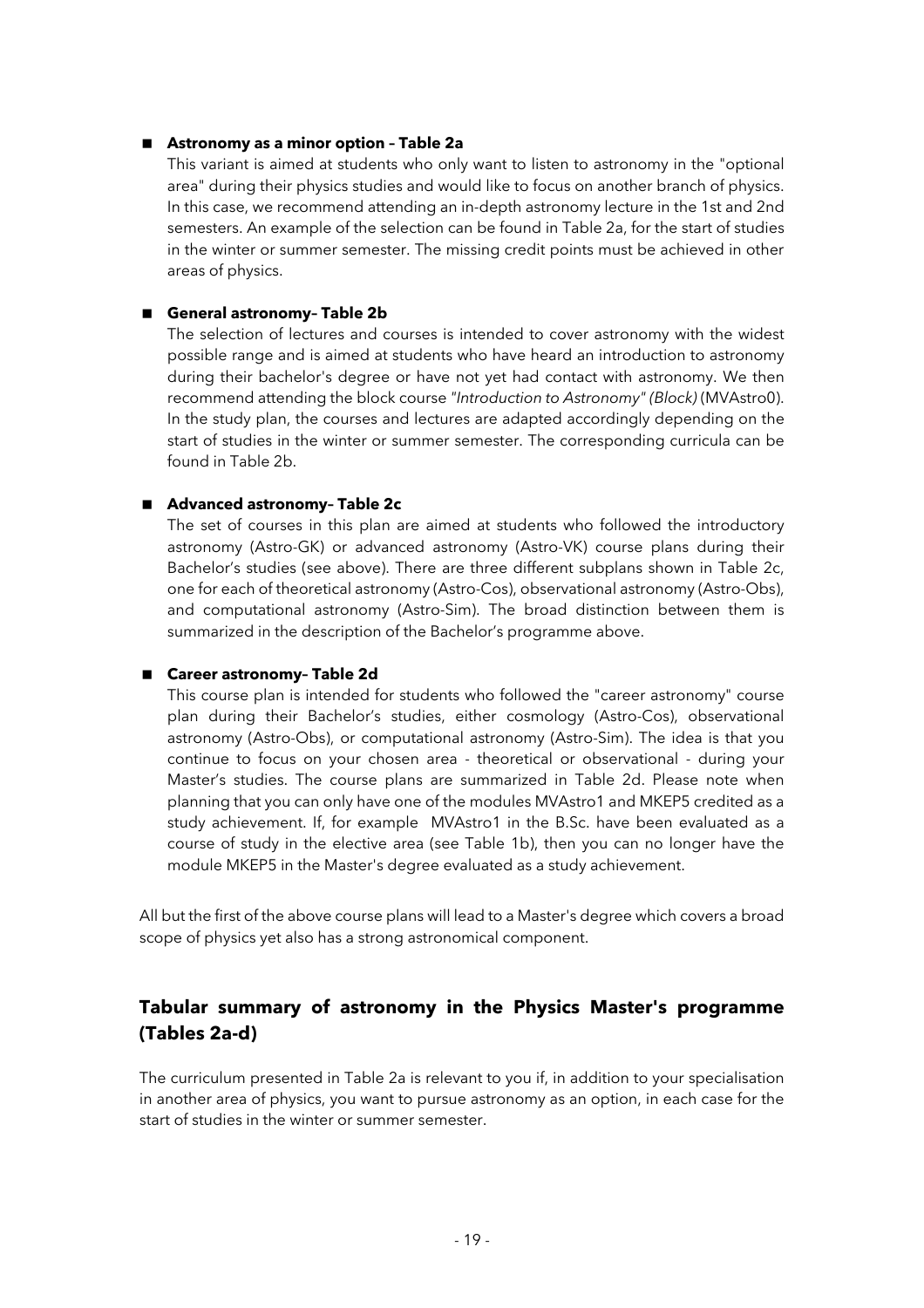- **Astronomy as a minor option – Table 2a**

  This variant is aimed at students who only want to listen to astronomy in the "optional area" during their physics studies and would like to focus on another branch of physics. In this case, we recommend attending an in-depth astronomy lecture in the 1st and 2nd semesters. An example of the selection can be found in Table 2a, for the start of studies in the winter or summer semester. The missing credit points must be achieved in other areas of physics.

- **General astronomy– Table 2b**

  The selection of lectures and courses is intended to cover astronomy with the widest possible range and is aimed at students who have heard an introduction to astronomy during their bachelor's degree or have not yet had contact with astronomy. We then recommend attending the block course *"Introduction to Astronomy" (Block)* (MVAstro0). In the study plan, the courses and lectures are adapted accordingly depending on the start of studies in the winter or summer semester. The corresponding curricula can be found in Table 2b.

- **Advanced astronomy– Table 2c**

  The set of courses in this plan are aimed at students who followed the introductory astronomy (Astro-GK) or advanced astronomy (Astro-VK) course plans during their Bachelor's studies (see above). There are three different subplans shown in Table 2c, one for each of theoretical astronomy (Astro-Cos), observational astronomy (Astro-Obs), and computational astronomy (Astro-Sim). The broad distinction between them is summarized in the description of the Bachelor's programme above.

- **Career astronomy– Table 2d**

  This course plan is intended for students who followed the "career astronomy" course plan during their Bachelor's studies, either cosmology (Astro-Cos), observational astronomy (Astro-Obs), or computational astronomy (Astro-Sim). The idea is that you continue to focus on your chosen area - theoretical or observational - during your Master's studies. The course plans are summarized in Table 2d. Please note when planning that you can only have one of the modules MVAstro1 and MKEP5 credited as a study achievement. If, for example MVAstro1 in the B.Sc. have been evaluated as a course of study in the elective area (see Table 1b), then you can no longer have the module MKEP5 in the Master's degree evaluated as a study achievement.

All but the first of the above course plans will lead to a Master's degree which covers a broad scope of physics yet also has a strong astronomical component.

## Tabular summary of astronomy in the Physics Master's programme (Tables 2a-d)

The curriculum presented in Table 2a is relevant to you if, in addition to your specialisation in another area of physics, you want to pursue astronomy as an option, in each case for the start of studies in the winter or summer semester.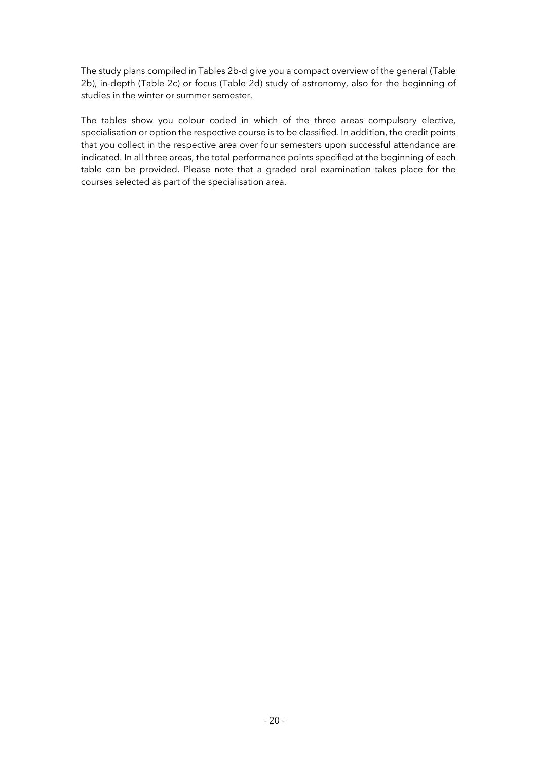The study plans compiled in Tables 2b-d give you a compact overview of the general (Table 2b), in-depth (Table 2c) or focus (Table 2d) study of astronomy, also for the beginning of studies in the winter or summer semester.

The tables show you colour coded in which of the three areas compulsory elective, specialisation or option the respective course is to be classified. In addition, the credit points that you collect in the respective area over four semesters upon successful attendance are indicated. In all three areas, the total performance points specified at the beginning of each table can be provided. Please note that a graded oral examination takes place for the courses selected as part of the specialisation area.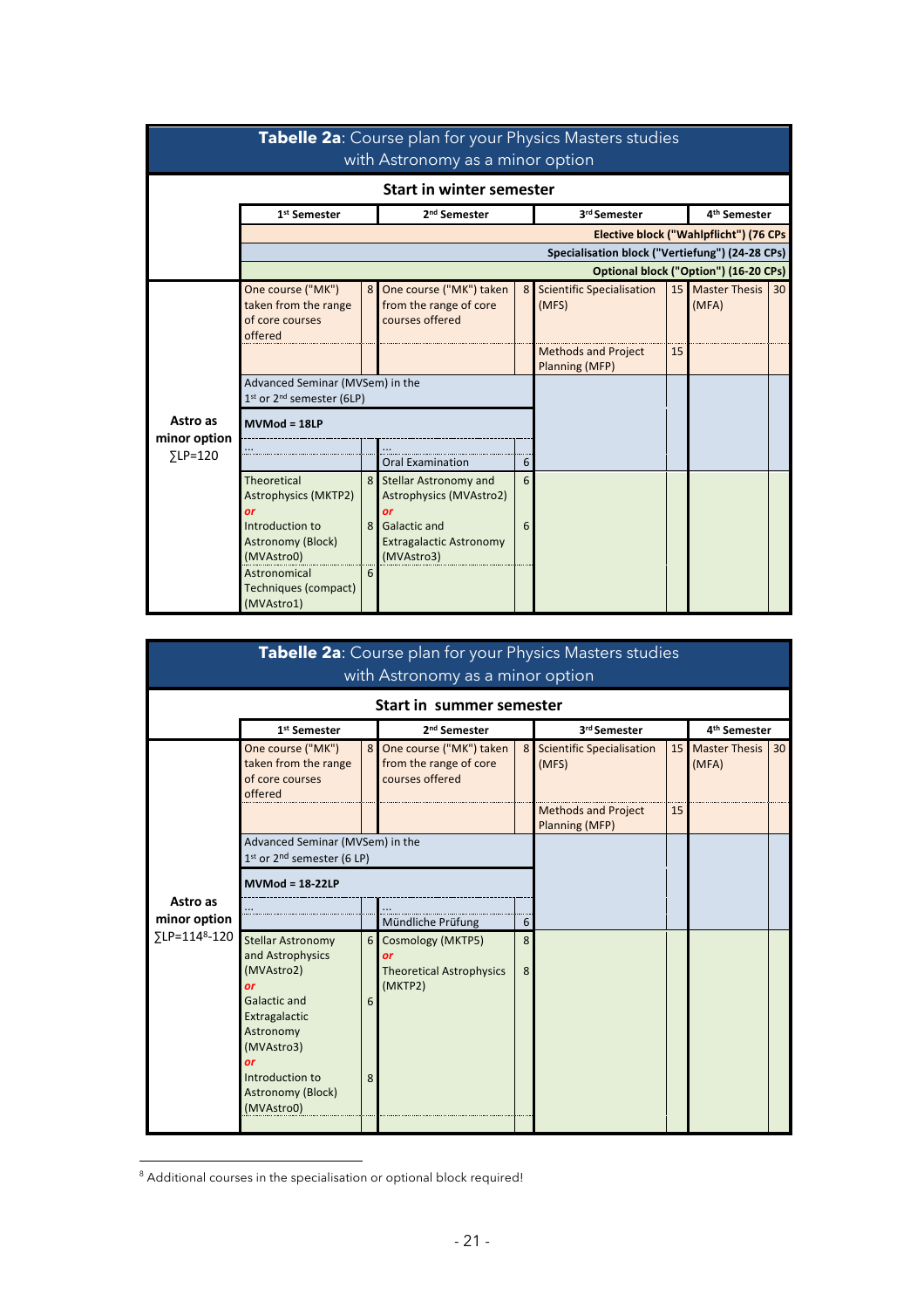**Tabelle 2a**: Course plan for your Physics Masters studies with Astronomy as a minor option

**Start in winter semester**

| | 1st Semester | | 2nd Semester | | 3rd Semester | | 4th Semester | |
|---|---|---|---|---|---|---|---|---|
| | | | | | | | Elective block ("Wahlpflicht") (76 CPs | |
| | | | | | | | Specialisation block ("Vertiefung") (24-28 CPs) | |
| | | | | | | | Optional block ("Option") (16-20 CPs) | |
| Astro as minor option ∑LP=120 | One course ("MK") taken from the range of core courses offered | 8 | One course ("MK") taken from the range of core courses offered | 8 | Scientific Specialisation (MFS) | 15 | Master Thesis (MFA) | 30 |
| | | | | | Methods and Project Planning (MFP) | 15 | | |
| | Advanced Seminar (MVSem) in the 1st or 2nd semester (6LP) | | | | | | | |
| | **MVMod = 18LP** | | | | | | | |
| | ... | | ... | | | | | |
| | | | Oral Examination | 6 | | | | |
| | Theoretical Astrophysics (MKTP2) *or* Introduction to Astronomy (Block) (MVAstro0) | 8 / 8 | Stellar Astronomy and Astrophysics (MVAstro2) *or* Galactic and Extragalactic Astronomy (MVAstro3) | 6 / 6 | | | | |
| | Astronomical Techniques (compact) (MVAstro1) | 6 | | | | | | |

**Tabelle 2a**: Course plan for your Physics Masters studies with Astronomy as a minor option

**Start in summer semester**

| | 1st Semester | | 2nd Semester | | 3rd Semester | | 4th Semester | |
|---|---|---|---|---|---|---|---|---|
| Astro as minor option ∑LP=114[8]-120 | One course ("MK") taken from the range of core courses offered | 8 | One course ("MK") taken from the range of core courses offered | 8 | Scientific Specialisation (MFS) | 15 | Master Thesis (MFA) | 30 |
| | | | | | Methods and Project Planning (MFP) | 15 | | |
| | Advanced Seminar (MVSem) in the 1st or 2nd semester (6 LP) | | | | | | | |
| | **MVMod = 18-22LP** | | | | | | | |
| | ... | | ... | | | | | |
| | | | Mündliche Prüfung | 6 | | | | |
| | Stellar Astronomy and Astrophysics (MVAstro2) *or* Galactic and Extragalactic Astronomy (MVAstro3) *or* Introduction to Astronomy (Block) (MVAstro0) | 6 / 6 / 8 | Cosmology (MKTP5) *or* Theoretical Astrophysics (MKTP2) | 8 / 8 | | | | |

[8] Additional courses in the specialisation or optional block required!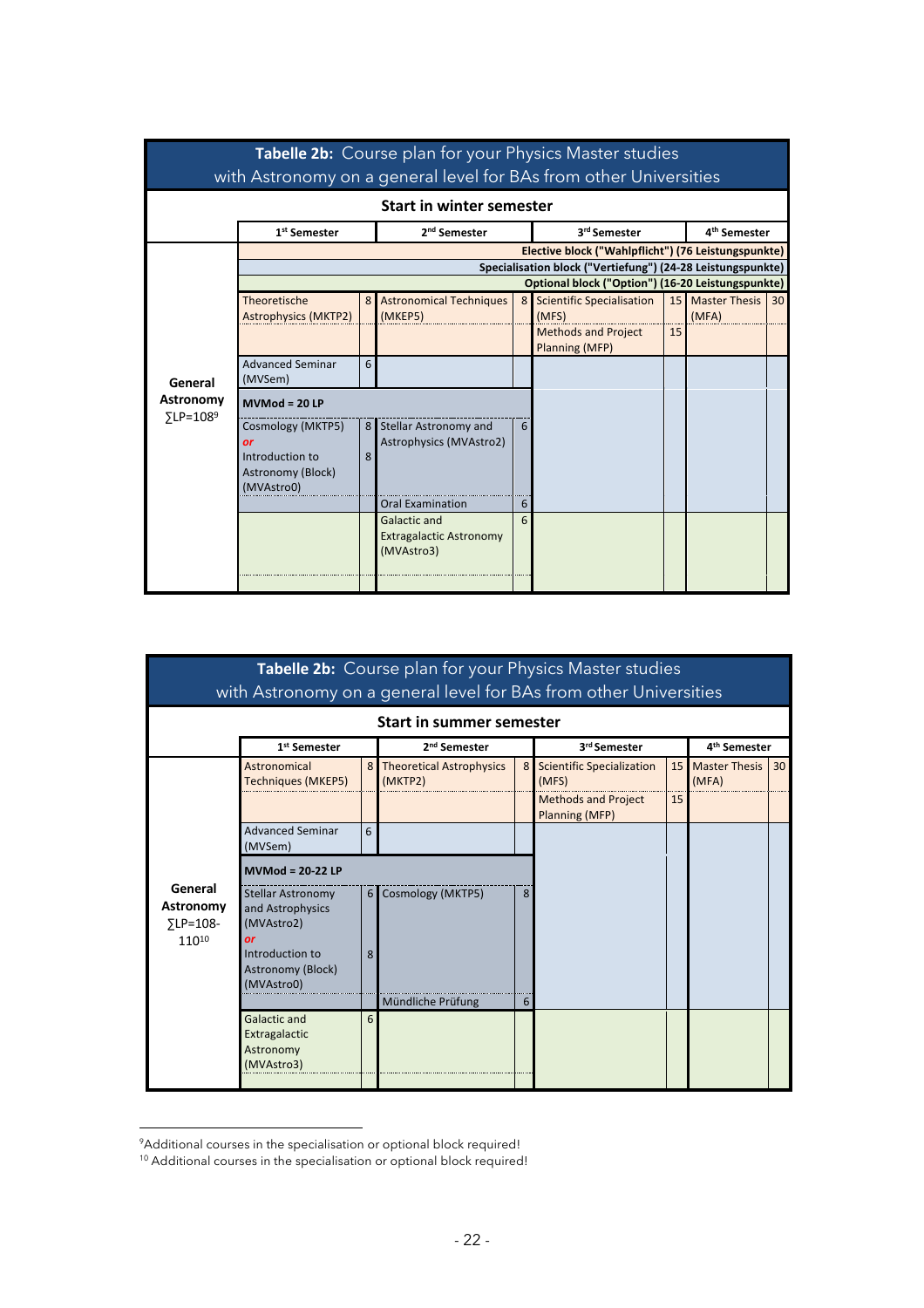**Tabelle 2b:** Course plan for your Physics Master studies with Astronomy on a general level for BAs from other Universities

**Start in winter semester**

| | 1st Semester | | 2nd Semester | | 3rd Semester | | 4th Semester | |
|---|---|---|---|---|---|---|---|---|
| | **Elective block ("Wahlpflicht") (76 Leistungspunkte)** | | | | | | | |
| | **Specialisation block ("Vertiefung") (24-28 Leistungspunkte)** | | | | | | | |
| | **Optional block ("Option") (16-20 Leistungspunkte)** | | | | | | | |
| **General Astronomy** ∑LP=108[9] | Theoretische Astrophysics (MKTP2) | 8 | Astronomical Techniques (MKEP5) | 8 | Scientific Specialisation (MFS) | 15 | Master Thesis (MFA) | 30 |
| | | | | | Methods and Project Planning (MFP) | 15 | | |
| | Advanced Seminar (MVSem) | 6 | | | | | | |
| | **MVMod = 20 LP** | | | | | | | |
| | Cosmology (MKTP5) *or* Introduction to Astronomy (Block) (MVAstro0) | 8 / 8 | Stellar Astronomy and Astrophysics (MVAstro2) | 6 | | | | |
| | | | Oral Examination | 6 | | | | |
| | | | Galactic and Extragalactic Astronomy (MVAstro3) | 6 | | | | |

**Tabelle 2b:** Course plan for your Physics Master studies with Astronomy on a general level for BAs from other Universities

**Start in summer semester**

| | 1st Semester | | 2nd Semester | | 3rd Semester | | 4th Semester | |
|---|---|---|---|---|---|---|---|---|
| **General Astronomy** ∑LP=108-110[10] | Astronomical Techniques (MKEP5) | 8 | Theoretical Astrophysics (MKTP2) | 8 | Scientific Specialization (MFS) | 15 | Master Thesis (MFA) | 30 |
| | | | | | Methods and Project Planning (MFP) | 15 | | |
| | Advanced Seminar (MVSem) | 6 | | | | | | |
| | **MVMod = 20-22 LP** | | | | | | | |
| | Stellar Astronomy and Astrophysics (MVAstro2) *or* Introduction to Astronomy (Block) (MVAstro0) | 6 / 8 | Cosmology (MKTP5) | 8 | | | | |
| | | | Mündliche Prüfung | 6 | | | | |
| | Galactic and Extragalactic Astronomy (MVAstro3) | 6 | | | | | | |

[9] Additional courses in the specialisation or optional block required!

[10] Additional courses in the specialisation or optional block required!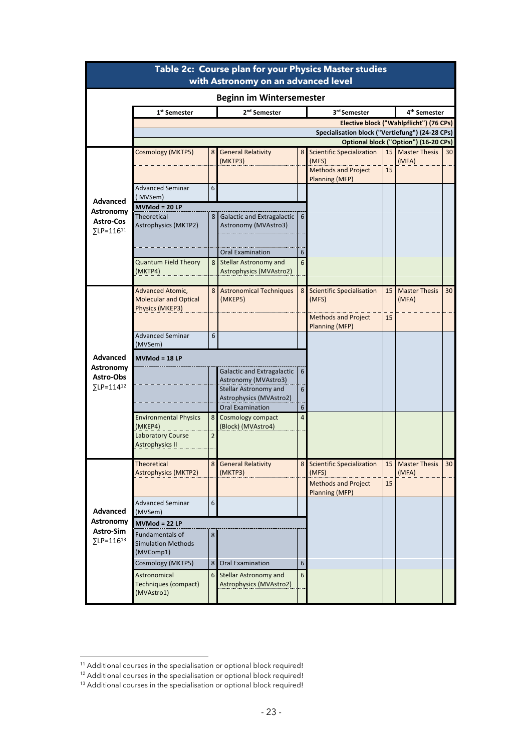# Table 2c: Course plan for your Physics Master studies with Astronomy on an advanced level

## Beginn im Wintersemester

Elective block ("Wahlpflicht") (76 CPs)

Specialisation block ("Vertiefung") (24-28 CPs)

Optional block ("Option") (16-20 CPs)

| | 1st Semester | | 2nd Semester | | 3rd Semester | | 4th Semester | |
|---|---|---|---|---|---|---|---|---|
| **Advanced Astronomy Astro-Cos ∑LP=116**[11] | Cosmology (MKTP5) | 8 | General Relativity (MKTP3) | 8 | Scientific Specialization (MFS) | 15 | Master Thesis (MFA) | 30 |
| | | | | | Methods and Project Planning (MFP) | 15 | | |
| | Advanced Seminar ( MVSem) | 6 | | | | | | |
| | MVMod = 20 LP | | | | | | | |
| | Theoretical Astrophysics (MKTP2) | 8 | Galactic and Extragalactic Astronomy (MVAstro3) | 6 | | | | |
| | | | Oral Examination | 6 | | | | |
| | Quantum Field Theory (MKTP4) | 8 | Stellar Astronomy and Astrophysics (MVAstro2) | 6 | | | | |
| **Advanced Astronomy Astro-Obs ∑LP=114**[12] | Advanced Atomic, Molecular and Optical Physics (MKEP3) | 8 | Astronomical Techniques (MKEP5) | 8 | Scientific Specialisation (MFS) | 15 | Master Thesis (MFA) | 30 |
| | | | | | Methods and Project Planning (MFP) | 15 | | |
| | Advanced Seminar (MVSem) | 6 | | | | | | |
| | MVMod = 18 LP | | | | | | | |
| | | | Galactic and Extragalactic Astronomy (MVAstro3) | 6 | | | | |
| | | | Stellar Astronomy and Astrophysics (MVAstro2) | 6 | | | | |
| | | | Oral Examination | 6 | | | | |
| | Environmental Physics (MKEP4) | 8 | Cosmology compact (Block) (MVAstro4) | 4 | | | | |
| | Laboratory Course Astrophysics II | 2 | | | | | | |
| **Advanced Astronomy Astro-Sim ∑LP=116**[13] | Theoretical Astrophysics (MKTP2) | 8 | General Relativity (MKTP3) | 8 | Scientific Specialization (MFS) | 15 | Master Thesis (MFA) | 30 |
| | | | | | Methods and Project Planning (MFP) | 15 | | |
| | Advanced Seminar (MVSem) | 6 | | | | | | |
| | MVMod = 22 LP | | | | | | | |
| | Fundamentals of Simulation Methods (MVComp1) | 8 | | | | | | |
| | Cosmology (MKTP5) | 8 | Oral Examination | 6 | | | | |
| | Astronomical Techniques (compact) (MVAstro1) | 6 | Stellar Astronomy and Astrophysics (MVAstro2) | 6 | | | | |

[11] Additional courses in the specialisation or optional block required!

[12] Additional courses in the specialisation or optional block required!

[13] Additional courses in the specialisation or optional block required!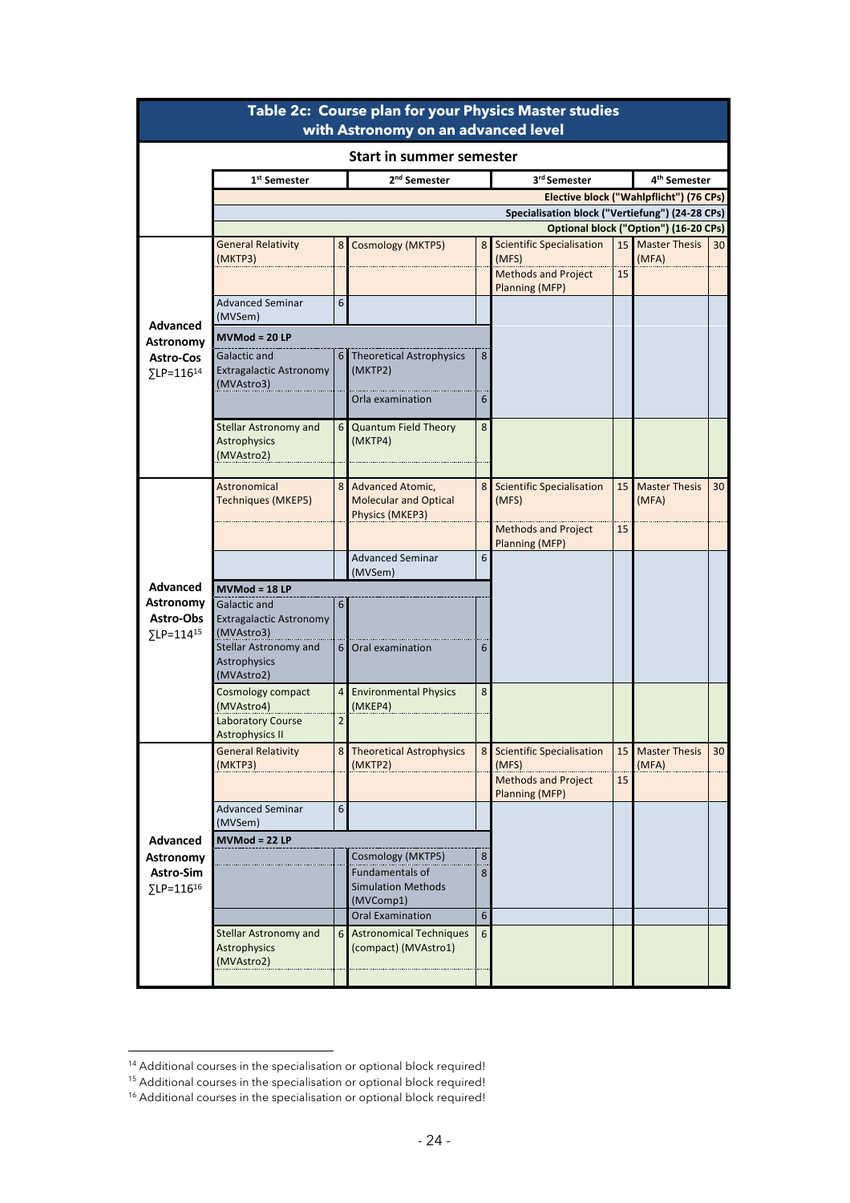**Table 2c: Course plan for your Physics Master studies with Astronomy on an advanced level**

**Start in summer semester**

Elective block ("Wahlpflicht") (76 CPs)
Specialisation block ("Vertiefung") (24-28 CPs)
Optional block ("Option") (16-20 CPs)

| | 1st Semester | | 2nd Semester | | 3rd Semester | | 4th Semester | |
|---|---|---|---|---|---|---|---|---|
| **Advanced Astronomy Astro-Cos ∑LP=116**[14] | General Relativity (MKTP3) | 8 | Cosmology (MKTP5) | 8 | Scientific Specialisation (MFS) | 15 | Master Thesis (MFA) | 30 |
| | | | | | Methods and Project Planning (MFP) | 15 | | |
| | Advanced Seminar (MVSem) | 6 | | | | | | |
| | **MVMod = 20 LP** | | | | | | | |
| | Galactic and Extragalactic Astronomy (MVAstro3) | 6 | Theoretical Astrophysics (MKTP2) | 8 | | | | |
| | | | Orla examination | 6 | | | | |
| | Stellar Astronomy and Astrophysics (MVAstro2) | 6 | Quantum Field Theory (MKTP4) | 8 | | | | |
| **Advanced Astronomy Astro-Obs ∑LP=114**[15] | Astronomical Techniques (MKEP5) | 8 | Advanced Atomic, Molecular and Optical Physics (MKEP3) | 8 | Scientific Specialisation (MFS) | 15 | Master Thesis (MFA) | 30 |
| | | | | | Methods and Project Planning (MFP) | 15 | | |
| | | | Advanced Seminar (MVSem) | 6 | | | | |
| | **MVMod = 18 LP** | | | | | | | |
| | Galactic and Extragalactic Astronomy (MVAstro3) | 6 | | | | | | |
| | Stellar Astronomy and Astrophysics (MVAstro2) | 6 | Oral examination | 6 | | | | |
| | Cosmology compact (MVAstro4) | 4 | Environmental Physics (MKEP4) | 8 | | | | |
| | Laboratory Course Astrophysics II | 2 | | | | | | |
| **Advanced Astronomy Astro-Sim ∑LP=116**[16] | General Relativity (MKTP3) | 8 | Theoretical Astrophysics (MKTP2) | 8 | Scientific Specialisation (MFS) | 15 | Master Thesis (MFA) | 30 |
| | | | | | Methods and Project Planning (MFP) | 15 | | |
| | Advanced Seminar (MVSem) | 6 | | | | | | |
| | **MVMod = 22 LP** | | | | | | | |
| | | | Cosmology (MKTP5) | 8 | | | | |
| | | | Fundamentals of Simulation Methods (MVComp1) | 8 | | | | |
| | | | Oral Examination | 6 | | | | |
| | Stellar Astronomy and Astrophysics (MVAstro2) | 6 | Astronomical Techniques (compact) (MVAstro1) | 6 | | | | |

[14] Additional courses in the specialisation or optional block required!
[15] Additional courses in the specialisation or optional block required!
[16] Additional courses in the specialisation or optional block required!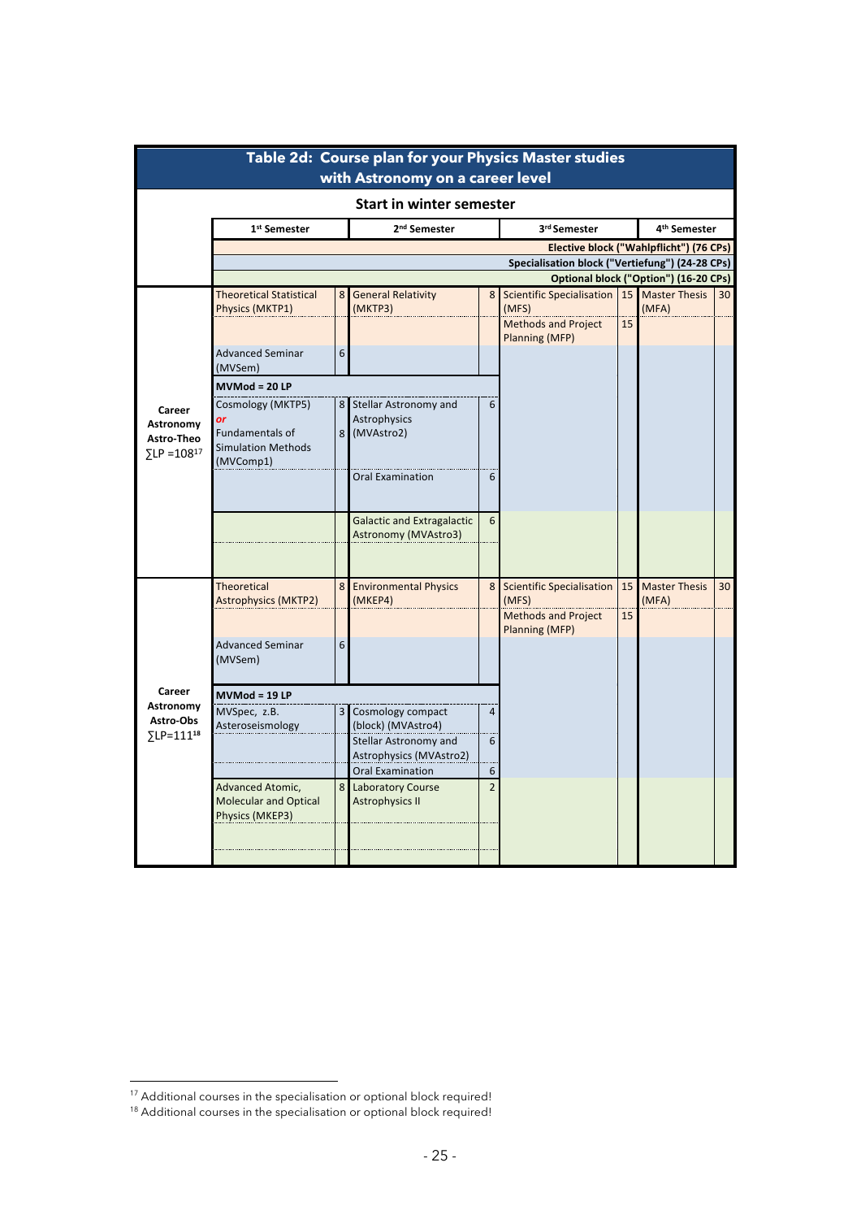**Table 2d: Course plan for your Physics Master studies with Astronomy on a career level**

**Start in winter semester**

| | 1st Semester | | 2nd Semester | | 3rd Semester | | 4th Semester | |
|---|---|---|---|---|---|---|---|---|
| | | | | | Elective block ("Wahlpflicht") (76 CPs) | | | |
| | | | | | Specialisation block ("Vertiefung") (24-28 CPs) | | | |
| | | | | | Optional block ("Option") (16-20 CPs) | | | |
| **Career Astronomy Astro-Theo ∑LP =108**[17] | Theoretical Statistical Physics (MKTP1) | 8 | General Relativity (MKTP3) | 8 | Scientific Specialisation (MFS) | 15 | Master Thesis (MFA) | 30 |
| | | | | | Methods and Project Planning (MFP) | 15 | | |
| | Advanced Seminar (MVSem) | 6 | | | | | | |
| | **MVMod = 20 LP** | | | | | | | |
| | Cosmology (MKTP5) *or* Fundamentals of Simulation Methods (MVComp1) | 8 / 8 | Stellar Astronomy and Astrophysics (MVAstro2) | 6 | | | | |
| | | | Oral Examination | 6 | | | | |
| | | | Galactic and Extragalactic Astronomy (MVAstro3) | 6 | | | | |
| | | | | | | | | |
| **Career Astronomy Astro-Obs ∑LP=111**[18] | Theoretical Astrophysics (MKTP2) | 8 | Environmental Physics (MKEP4) | 8 | Scientific Specialisation (MFS) | 15 | Master Thesis (MFA) | 30 |
| | | | | | Methods and Project Planning (MFP) | 15 | | |
| | Advanced Seminar (MVSem) | 6 | | | | | | |
| | **MVMod = 19 LP** | | | | | | | |
| | MVSpec, z.B. Asteroseismology | 3 | Cosmology compact (block) (MVAstro4) | 4 | | | | |
| | | | Stellar Astronomy and Astrophysics (MVAstro2) | 6 | | | | |
| | | | Oral Examination | 6 | | | | |
| | Advanced Atomic, Molecular and Optical Physics (MKEP3) | 8 | Laboratory Course Astrophysics II | 2 | | | | |
| | | | | | | | | |
| | | | | | | | | |

[17] Additional courses in the specialisation or optional block required!

[18] Additional courses in the specialisation or optional block required!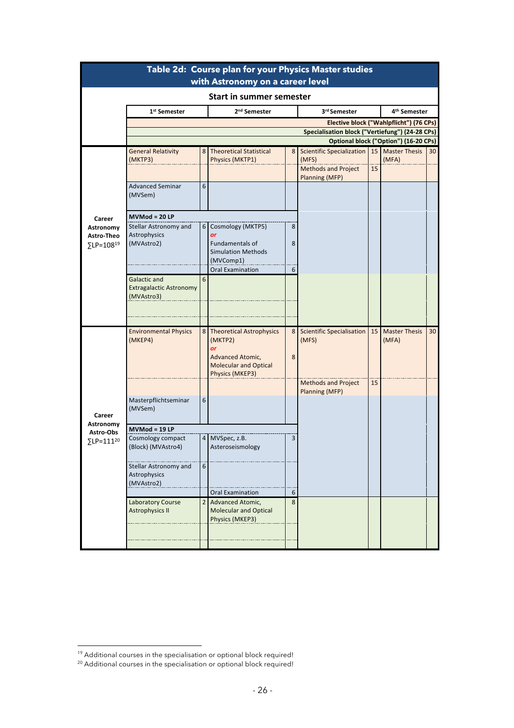## Table 2d: Course plan for your Physics Master studies with Astronomy on a career level

**Start in summer semester**

| | 1st Semester | | 2nd Semester | | 3rd Semester | | 4th Semester | |
|---|---|---|---|---|---|---|---|---|
| | Elective block ("Wahlpflicht") (76 CPs) | | | | | | | |
| | Specialisation block ("Vertiefung") (24-28 CPs) | | | | | | | |
| | Optional block ("Option") (16-20 CPs) | | | | | | | |
| **Career Astronomy Astro-Theo ∑LP=108**[19] | General Relativity (MKTP3) | 8 | Theoretical Statistical Physics (MKTP1) | 8 | Scientific Specialization (MFS) | 15 | Master Thesis (MFA) | 30 |
| | | | | | Methods and Project Planning (MFP) | 15 | | |
| | Advanced Seminar (MVSem) | 6 | | | | | | |
| | **MVMod = 20 LP** | | | | | | | |
| | Stellar Astronomy and Astrophysics (MVAstro2) | 6 | Cosmology (MKTP5) *or* Fundamentals of Simulation Methods (MVComp1) | 8 / 8 | | | | |
| | | | Oral Examination | 6 | | | | |
| | Galactic and Extragalactic Astronomy (MVAstro3) | 6 | | | | | | |
| **Career Astronomy Astro-Obs ∑LP=111**[20] | Environmental Physics (MKEP4) | 8 | Theoretical Astrophysics (MKTP2) *or* Advanced Atomic, Molecular and Optical Physics (MKEP3) | 8 / 8 | Scientific Specialisation (MFS) | 15 | Master Thesis (MFA) | 30 |
| | | | | | Methods and Project Planning (MFP) | 15 | | |
| | Masterpflichtseminar (MVSem) | 6 | | | | | | |
| | **MVMod = 19 LP** | | | | | | | |
| | Cosmology compact (Block) (MVAstro4) | 4 | MVSpec, z.B. Asteroseismology | 3 | | | | |
| | Stellar Astronomy and Astrophysics (MVAstro2) | 6 | | | | | | |
| | | | Oral Examination | 6 | | | | |
| | Laboratory Course Astrophysics II | 2 | Advanced Atomic, Molecular and Optical Physics (MKEP3) | 8 | | | | |

[19] Additional courses in the specialisation or optional block required!

[20] Additional courses in the specialisation or optional block required!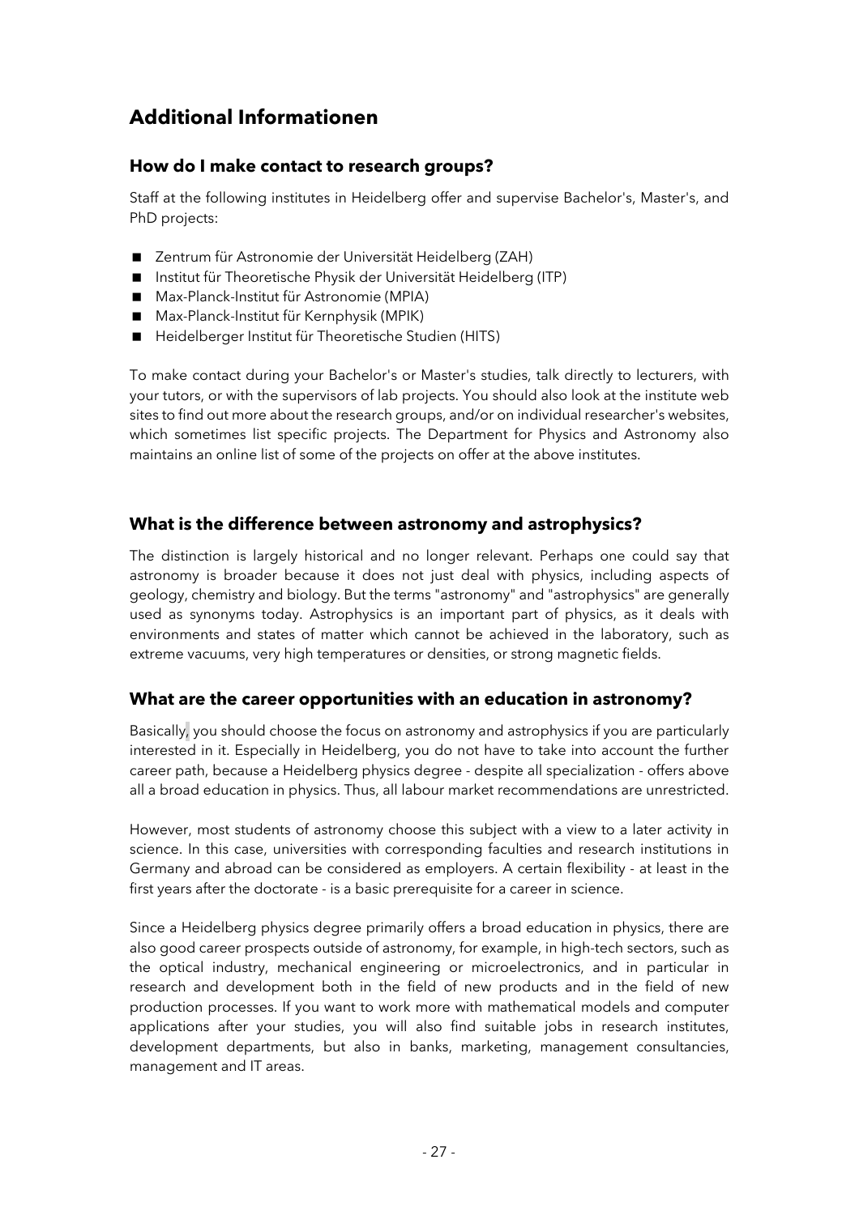# Additional Informationen

## How do I make contact to research groups?

Staff at the following institutes in Heidelberg offer and supervise Bachelor's, Master's, and PhD projects:

- Zentrum für Astronomie der Universität Heidelberg (ZAH)
- Institut für Theoretische Physik der Universität Heidelberg (ITP)
- Max-Planck-Institut für Astronomie (MPIA)
- Max-Planck-Institut für Kernphysik (MPIK)
- Heidelberger Institut für Theoretische Studien (HITS)

To make contact during your Bachelor's or Master's studies, talk directly to lecturers, with your tutors, or with the supervisors of lab projects. You should also look at the institute web sites to find out more about the research groups, and/or on individual researcher's websites, which sometimes list specific projects. The Department for Physics and Astronomy also maintains an online list of some of the projects on offer at the above institutes.

## What is the difference between astronomy and astrophysics?

The distinction is largely historical and no longer relevant. Perhaps one could say that astronomy is broader because it does not just deal with physics, including aspects of geology, chemistry and biology. But the terms "astronomy" and "astrophysics" are generally used as synonyms today. Astrophysics is an important part of physics, as it deals with environments and states of matter which cannot be achieved in the laboratory, such as extreme vacuums, very high temperatures or densities, or strong magnetic fields.

## What are the career opportunities with an education in astronomy?

Basically, you should choose the focus on astronomy and astrophysics if you are particularly interested in it. Especially in Heidelberg, you do not have to take into account the further career path, because a Heidelberg physics degree - despite all specialization - offers above all a broad education in physics. Thus, all labour market recommendations are unrestricted.

However, most students of astronomy choose this subject with a view to a later activity in science. In this case, universities with corresponding faculties and research institutions in Germany and abroad can be considered as employers. A certain flexibility - at least in the first years after the doctorate - is a basic prerequisite for a career in science.

Since a Heidelberg physics degree primarily offers a broad education in physics, there are also good career prospects outside of astronomy, for example, in high-tech sectors, such as the optical industry, mechanical engineering or microelectronics, and in particular in research and development both in the field of new products and in the field of new production processes. If you want to work more with mathematical models and computer applications after your studies, you will also find suitable jobs in research institutes, development departments, but also in banks, marketing, management consultancies, management and IT areas.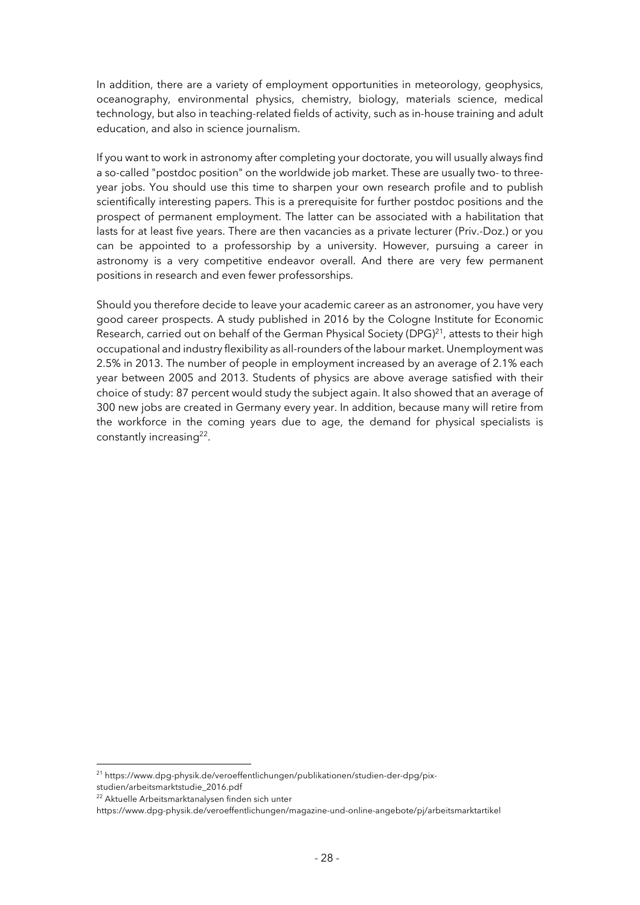In addition, there are a variety of employment opportunities in meteorology, geophysics, oceanography, environmental physics, chemistry, biology, materials science, medical technology, but also in teaching-related fields of activity, such as in-house training and adult education, and also in science journalism.

If you want to work in astronomy after completing your doctorate, you will usually always find a so-called "postdoc position" on the worldwide job market. These are usually two- to three-year jobs. You should use this time to sharpen your own research profile and to publish scientifically interesting papers. This is a prerequisite for further postdoc positions and the prospect of permanent employment. The latter can be associated with a habilitation that lasts for at least five years. There are then vacancies as a private lecturer (Priv.-Doz.) or you can be appointed to a professorship by a university. However, pursuing a career in astronomy is a very competitive endeavor overall. And there are very few permanent positions in research and even fewer professorships.

Should you therefore decide to leave your academic career as an astronomer, you have very good career prospects. A study published in 2016 by the Cologne Institute for Economic Research, carried out on behalf of the German Physical Society (DPG)[21], attests to their high occupational and industry flexibility as all-rounders of the labour market. Unemployment was 2.5% in 2013. The number of people in employment increased by an average of 2.1% each year between 2005 and 2013. Students of physics are above average satisfied with their choice of study: 87 percent would study the subject again. It also showed that an average of 300 new jobs are created in Germany every year. In addition, because many will retire from the workforce in the coming years due to age, the demand for physical specialists is constantly increasing[22].

---

[21] https://www.dpg-physik.de/veroeffentlichungen/publikationen/studien-der-dpg/pix-studien/arbeitsmarktstudie_2016.pdf

[22] Aktuelle Arbeitsmarktanalysen finden sich unter https://www.dpg-physik.de/veroeffentlichungen/magazine-und-online-angebote/pj/arbeitsmarktartikel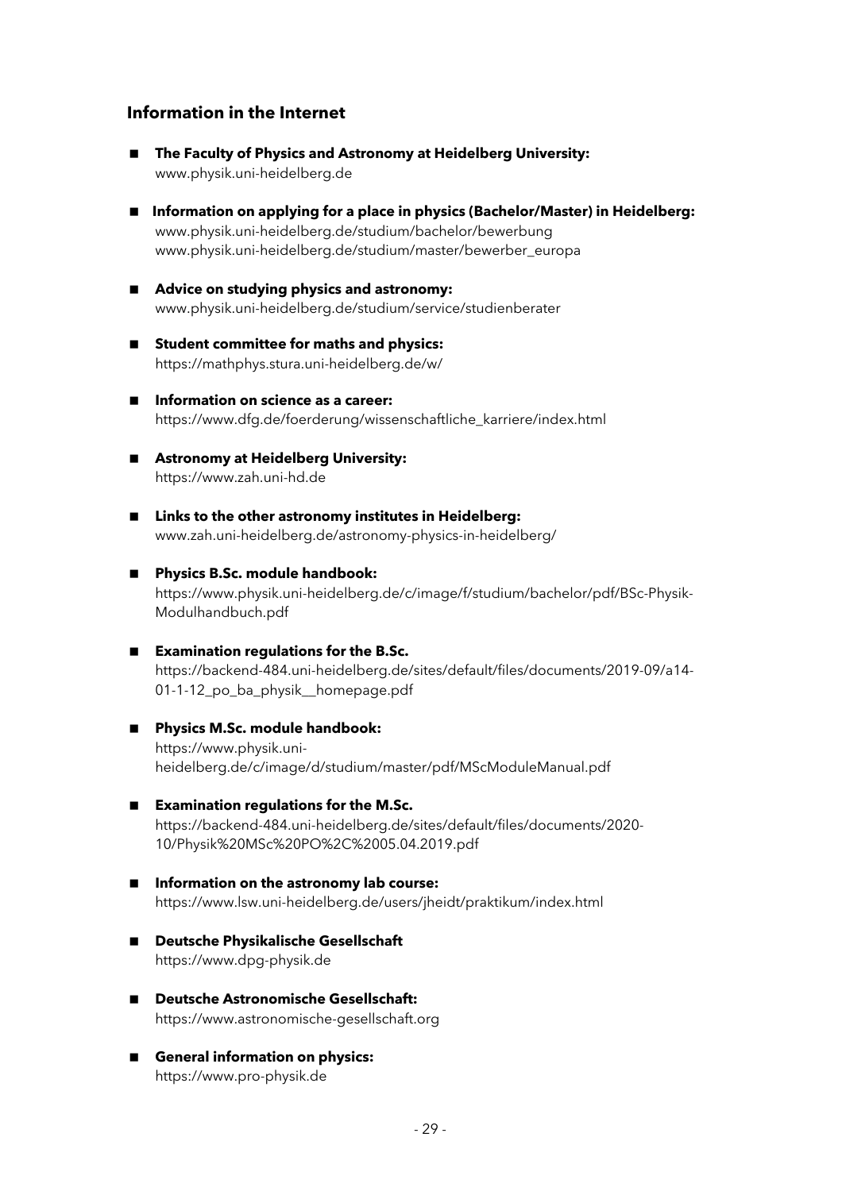## Information in the Internet

- **The Faculty of Physics and Astronomy at Heidelberg University:**
  www.physik.uni-heidelberg.de

- **Information on applying for a place in physics (Bachelor/Master) in Heidelberg:**
  www.physik.uni-heidelberg.de/studium/bachelor/bewerbung
  www.physik.uni-heidelberg.de/studium/master/bewerber_europa

- **Advice on studying physics and astronomy:**
  www.physik.uni-heidelberg.de/studium/service/studienberater

- **Student committee for maths and physics:**
  https://mathphys.stura.uni-heidelberg.de/w/

- **Information on science as a career:**
  https://www.dfg.de/foerderung/wissenschaftliche_karriere/index.html

- **Astronomy at Heidelberg University:**
  https://www.zah.uni-hd.de

- **Links to the other astronomy institutes in Heidelberg:**
  www.zah.uni-heidelberg.de/astronomy-physics-in-heidelberg/

- **Physics B.Sc. module handbook:**
  https://www.physik.uni-heidelberg.de/c/image/f/studium/bachelor/pdf/BSc-Physik-Modulhandbuch.pdf

- **Examination regulations for the B.Sc.**
  https://backend-484.uni-heidelberg.de/sites/default/files/documents/2019-09/a14-01-1-12_po_ba_physik__homepage.pdf

- **Physics M.Sc. module handbook:**
  https://www.physik.uni-heidelberg.de/c/image/d/studium/master/pdf/MScModuleManual.pdf

- **Examination regulations for the M.Sc.**
  https://backend-484.uni-heidelberg.de/sites/default/files/documents/2020-10/Physik%20MSc%20PO%2C%2005.04.2019.pdf

- **Information on the astronomy lab course:**
  https://www.lsw.uni-heidelberg.de/users/jheidt/praktikum/index.html

- **Deutsche Physikalische Gesellschaft**
  https://www.dpg-physik.de

- **Deutsche Astronomische Gesellschaft:**
  https://www.astronomische-gesellschaft.org

- **General information on physics:**
  https://www.pro-physik.de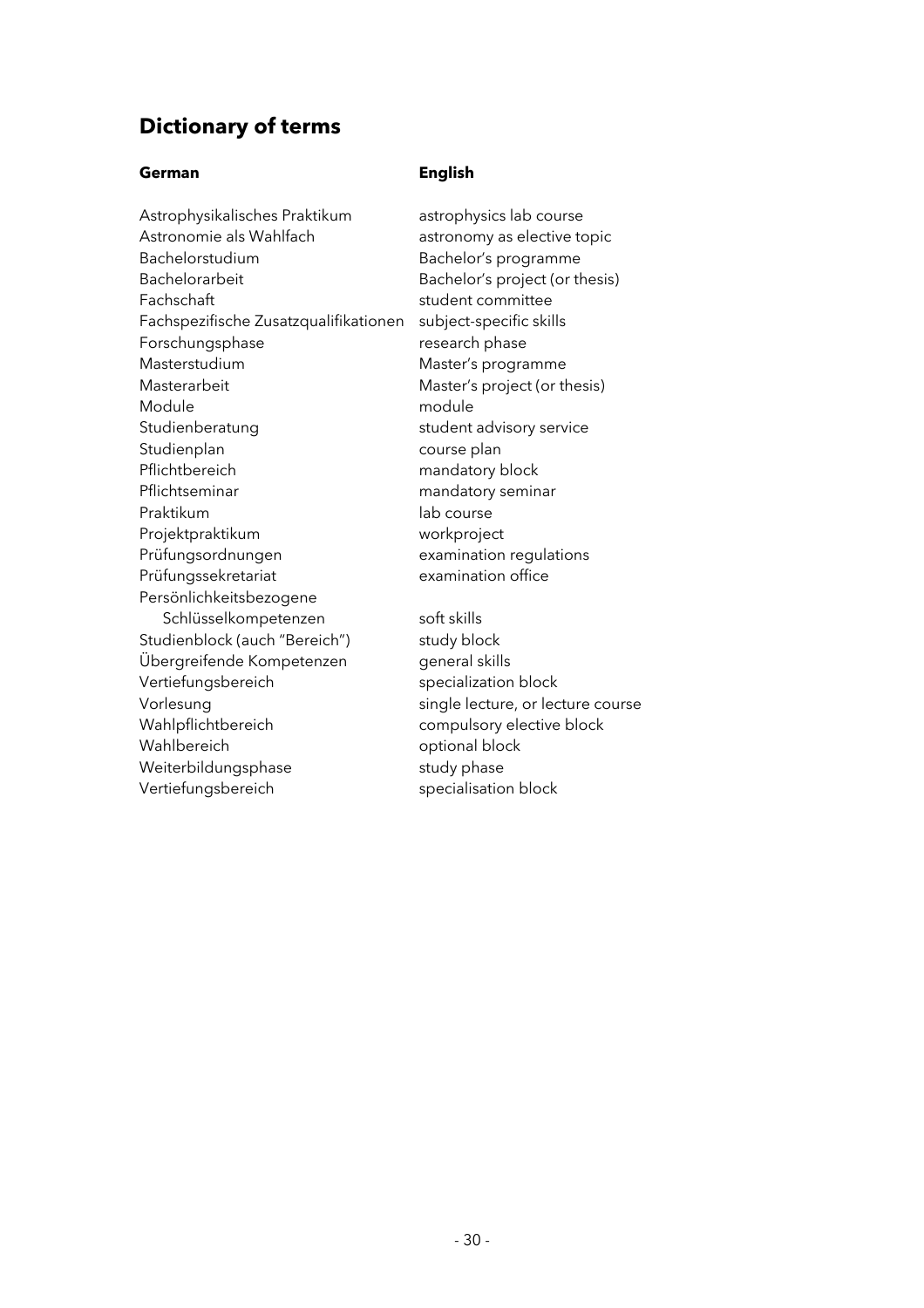## Dictionary of terms

| German | English |
|---|---|
| Astrophysikalisches Praktikum | astrophysics lab course |
| Astronomie als Wahlfach | astronomy as elective topic |
| Bachelorstudium | Bachelor's programme |
| Bachelorarbeit | Bachelor's project (or thesis) |
| Fachschaft | student committee |
| Fachspezifische Zusatzqualifikationen | subject-specific skills |
| Forschungsphase | research phase |
| Masterstudium | Master's programme |
| Masterarbeit | Master's project (or thesis) |
| Module | module |
| Studienberatung | student advisory service |
| Studienplan | course plan |
| Pflichtbereich | mandatory block |
| Pflichtseminar | mandatory seminar |
| Praktikum | lab course |
| Projektpraktikum | workproject |
| Prüfungsordnungen | examination regulations |
| Prüfungssekretariat | examination office |
| Persönlichkeitsbezogene Schlüsselkompetenzen | soft skills |
| Studienblock (auch "Bereich") | study block |
| Übergreifende Kompetenzen | general skills |
| Vertiefungsbereich | specialization block |
| Vorlesung | single lecture, or lecture course |
| Wahlpflichtbereich | compulsory elective block |
| Wahlbereich | optional block |
| Weiterbildungsphase | study phase |
| Vertiefungsbereich | specialisation block |